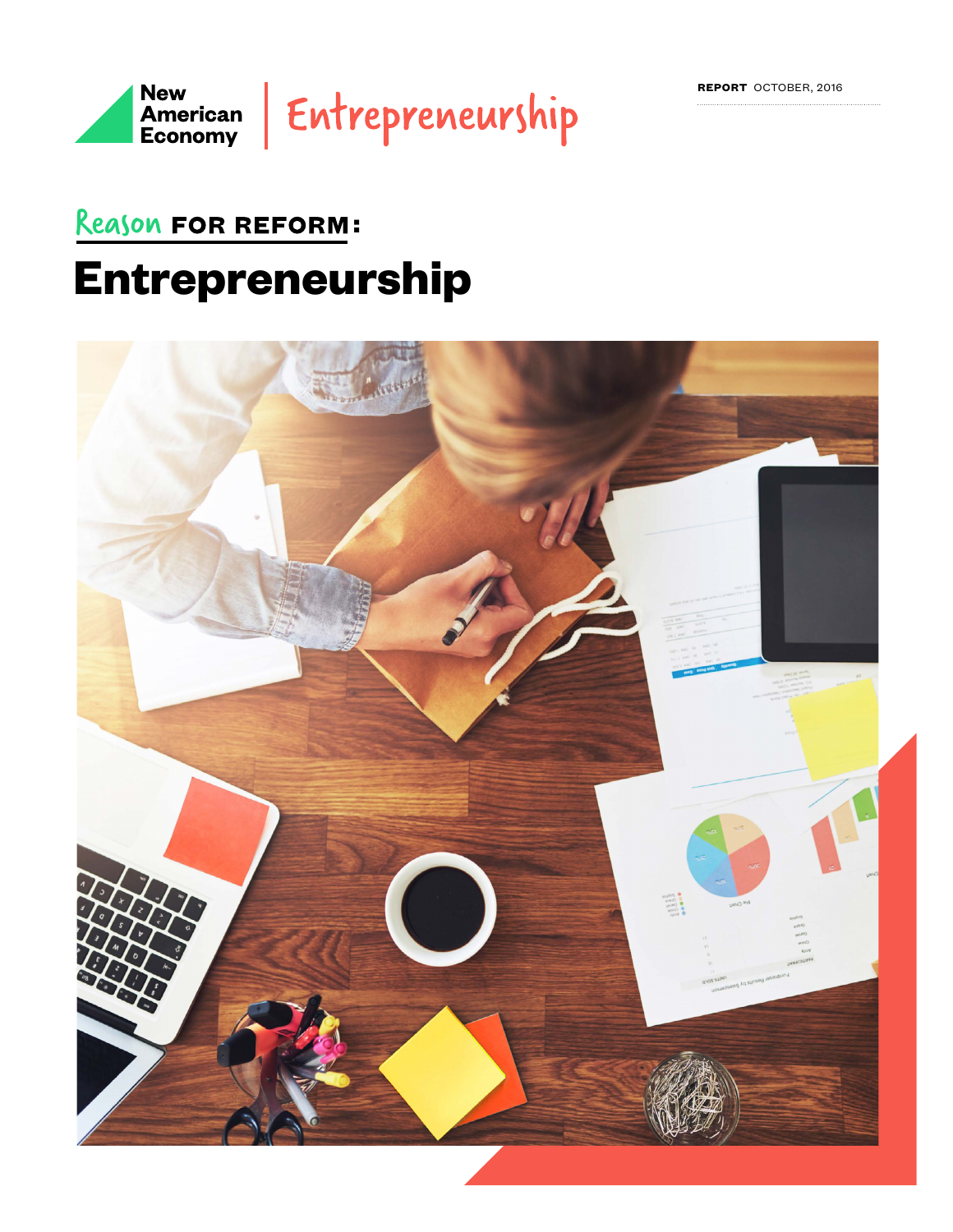New American Economy | Entrepreneurship

**REPORT** OCTOBER, 2016

## Reason FOR REFORM:

# Entrepreneurship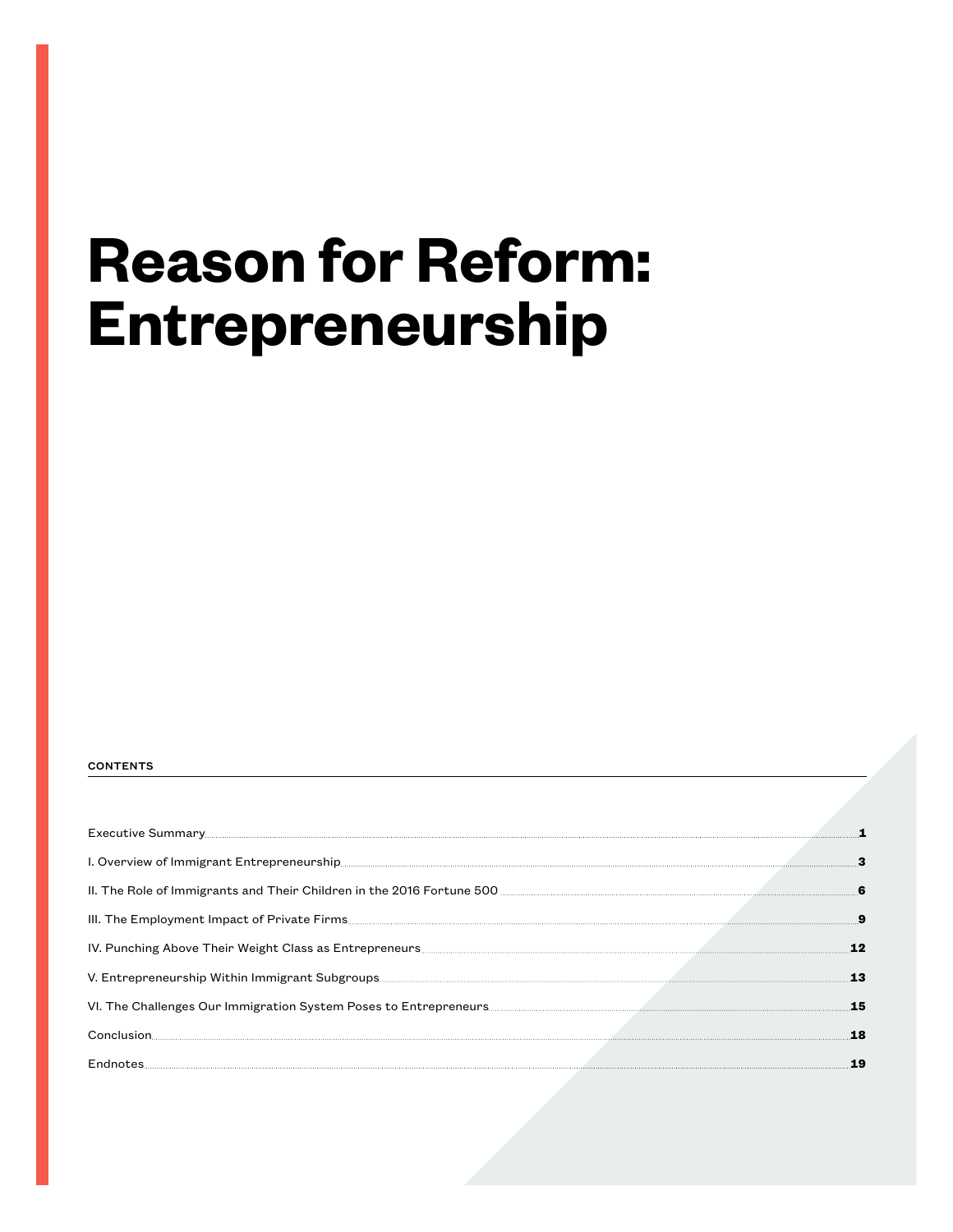# Reason for Reform: Entrepreneurship

**CONTENTS**

| | |
|---|---|
| Executive Summary | **1** |
| I. Overview of Immigrant Entrepreneurship | **3** |
| II. The Role of Immigrants and Their Children in the 2016 Fortune 500 | **6** |
| III. The Employment Impact of Private Firms | **9** |
| IV. Punching Above Their Weight Class as Entrepreneurs | **12** |
| V. Entrepreneurship Within Immigrant Subgroups | **13** |
| VI. The Challenges Our Immigration System Poses to Entrepreneurs | **15** |
| Conclusion | **18** |
| Endnotes | **19** |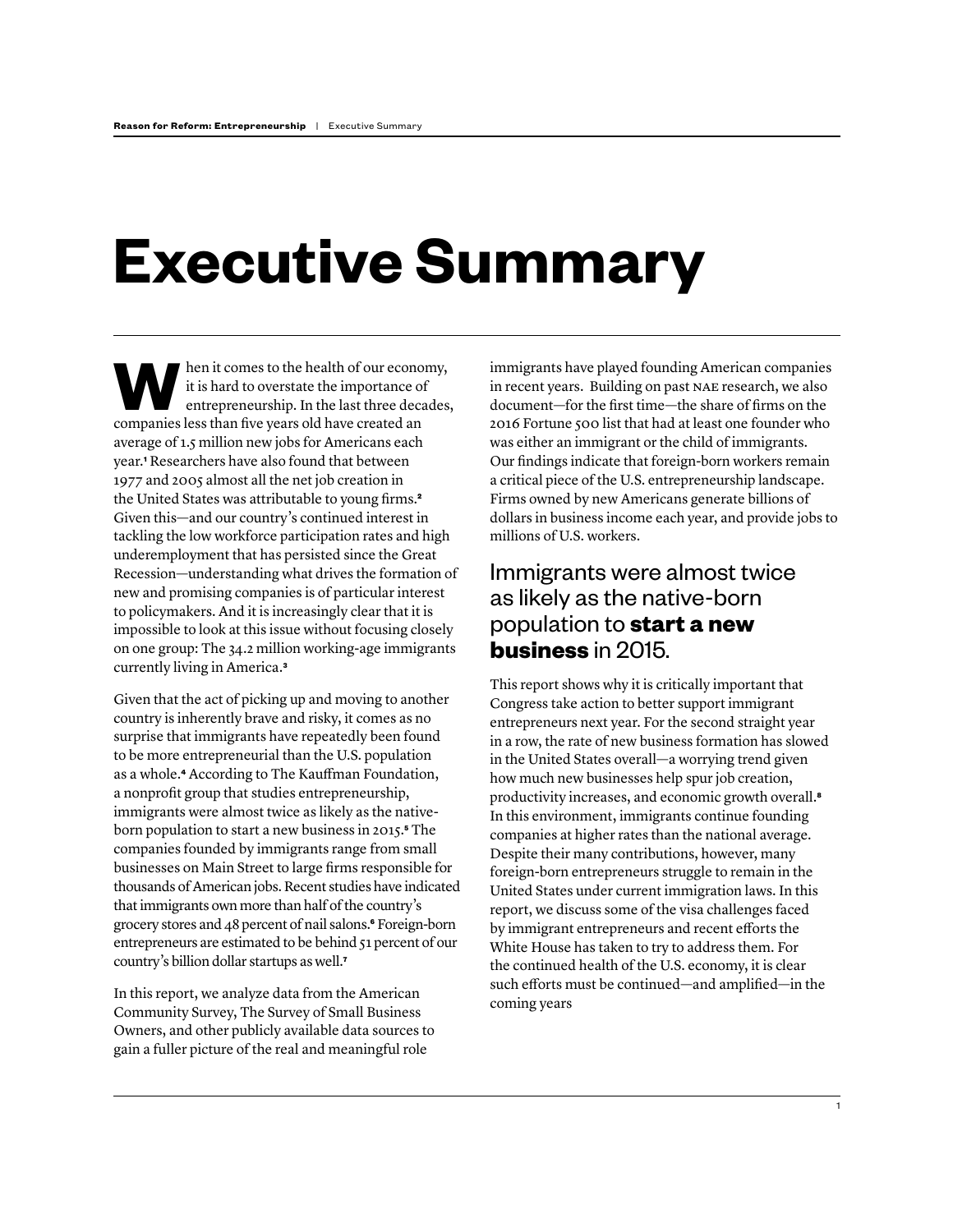# Executive Summary

When it comes to the health of our economy, it is hard to overstate the importance of entrepreneurship. In the last three decades, companies less than five years old have created an average of 1.5 million new jobs for Americans each year.[1] Researchers have also found that between 1977 and 2005 almost all the net job creation in the United States was attributable to young firms.[2] Given this—and our country's continued interest in tackling the low workforce participation rates and high underemployment that has persisted since the Great Recession—understanding what drives the formation of new and promising companies is of particular interest to policymakers. And it is increasingly clear that it is impossible to look at this issue without focusing closely on one group: The 34.2 million working-age immigrants currently living in America.[3]

Given that the act of picking up and moving to another country is inherently brave and risky, it comes as no surprise that immigrants have repeatedly been found to be more entrepreneurial than the U.S. population as a whole.[4] According to The Kauffman Foundation, a nonprofit group that studies entrepreneurship, immigrants were almost twice as likely as the native-born population to start a new business in 2015.[5] The companies founded by immigrants range from small businesses on Main Street to large firms responsible for thousands of American jobs. Recent studies have indicated that immigrants own more than half of the country's grocery stores and 48 percent of nail salons.[6] Foreign-born entrepreneurs are estimated to be behind 51 percent of our country's billion dollar startups as well.[7]

In this report, we analyze data from the American Community Survey, The Survey of Small Business Owners, and other publicly available data sources to gain a fuller picture of the real and meaningful role immigrants have played founding American companies in recent years. Building on past NAE research, we also document—for the first time—the share of firms on the 2016 Fortune 500 list that had at least one founder who was either an immigrant or the child of immigrants. Our findings indicate that foreign-born workers remain a critical piece of the U.S. entrepreneurship landscape. Firms owned by new Americans generate billions of dollars in business income each year, and provide jobs to millions of U.S. workers.

## Immigrants were almost twice as likely as the native-born population to **start a new business** in 2015.

This report shows why it is critically important that Congress take action to better support immigrant entrepreneurs next year. For the second straight year in a row, the rate of new business formation has slowed in the United States overall—a worrying trend given how much new businesses help spur job creation, productivity increases, and economic growth overall.[8] In this environment, immigrants continue founding companies at higher rates than the national average. Despite their many contributions, however, many foreign-born entrepreneurs struggle to remain in the United States under current immigration laws. In this report, we discuss some of the visa challenges faced by immigrant entrepreneurs and recent efforts the White House has taken to try to address them. For the continued health of the U.S. economy, it is clear such efforts must be continued—and amplified—in the coming years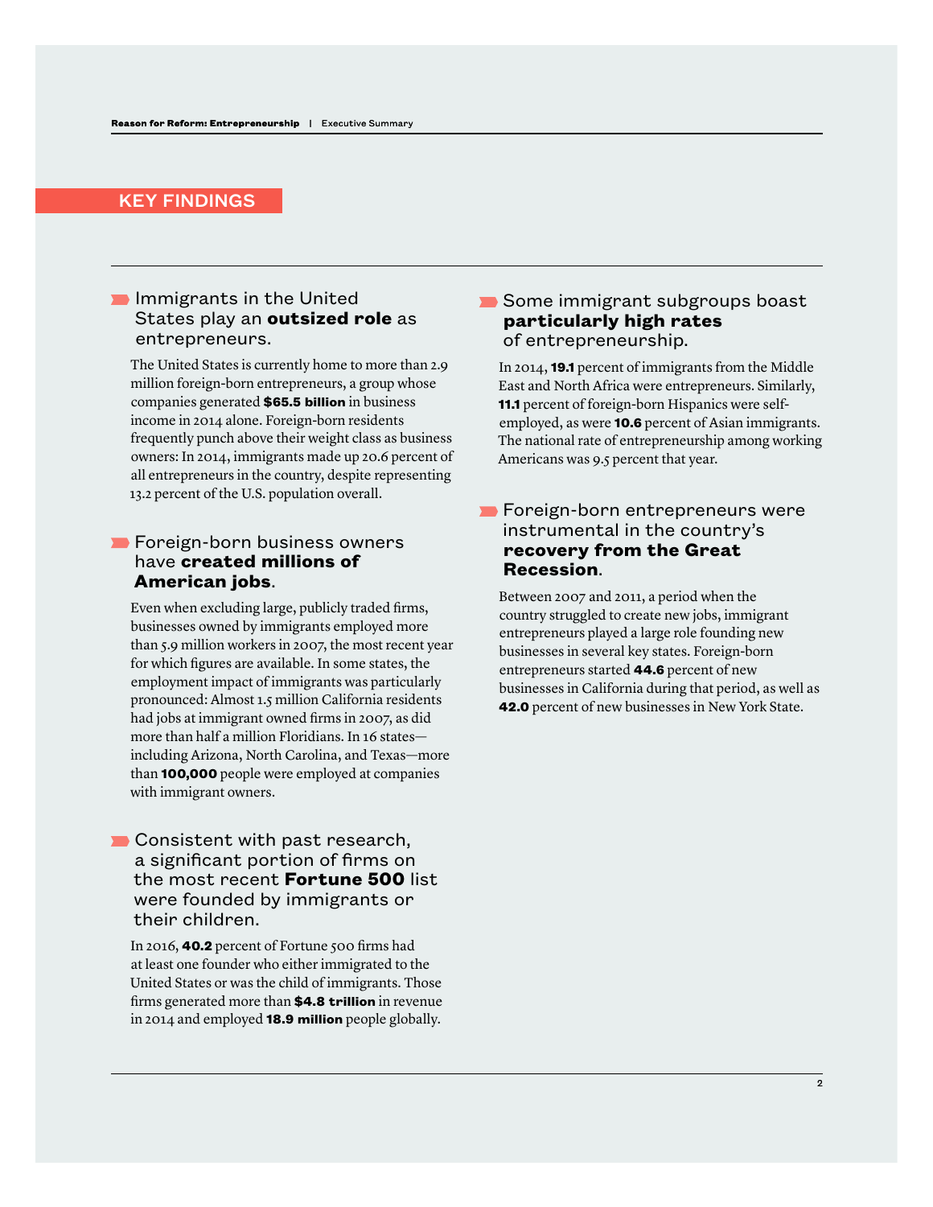## KEY FINDINGS

### Immigrants in the United States play an **outsized role** as entrepreneurs.

The United States is currently home to more than 2.9 million foreign-born entrepreneurs, a group whose companies generated **$65.5 billion** in business income in 2014 alone. Foreign-born residents frequently punch above their weight class as business owners: In 2014, immigrants made up 20.6 percent of all entrepreneurs in the country, despite representing 13.2 percent of the U.S. population overall.

### Foreign-born business owners have **created millions of American jobs**.

Even when excluding large, publicly traded firms, businesses owned by immigrants employed more than 5.9 million workers in 2007, the most recent year for which figures are available. In some states, the employment impact of immigrants was particularly pronounced: Almost 1.5 million California residents had jobs at immigrant owned firms in 2007, as did more than half a million Floridians. In 16 states—including Arizona, North Carolina, and Texas—more than **100,000** people were employed at companies with immigrant owners.

### Consistent with past research, a significant portion of firms on the most recent **Fortune 500** list were founded by immigrants or their children.

In 2016, **40.2** percent of Fortune 500 firms had at least one founder who either immigrated to the United States or was the child of immigrants. Those firms generated more than **$4.8 trillion** in revenue in 2014 and employed **18.9 million** people globally.

### Some immigrant subgroups boast **particularly high rates** of entrepreneurship.

In 2014, **19.1** percent of immigrants from the Middle East and North Africa were entrepreneurs. Similarly, **11.1** percent of foreign-born Hispanics were self-employed, as were **10.6** percent of Asian immigrants. The national rate of entrepreneurship among working Americans was 9.5 percent that year.

### Foreign-born entrepreneurs were instrumental in the country's **recovery from the Great Recession**.

Between 2007 and 2011, a period when the country struggled to create new jobs, immigrant entrepreneurs played a large role founding new businesses in several key states. Foreign-born entrepreneurs started **44.6** percent of new businesses in California during that period, as well as **42.0** percent of new businesses in New York State.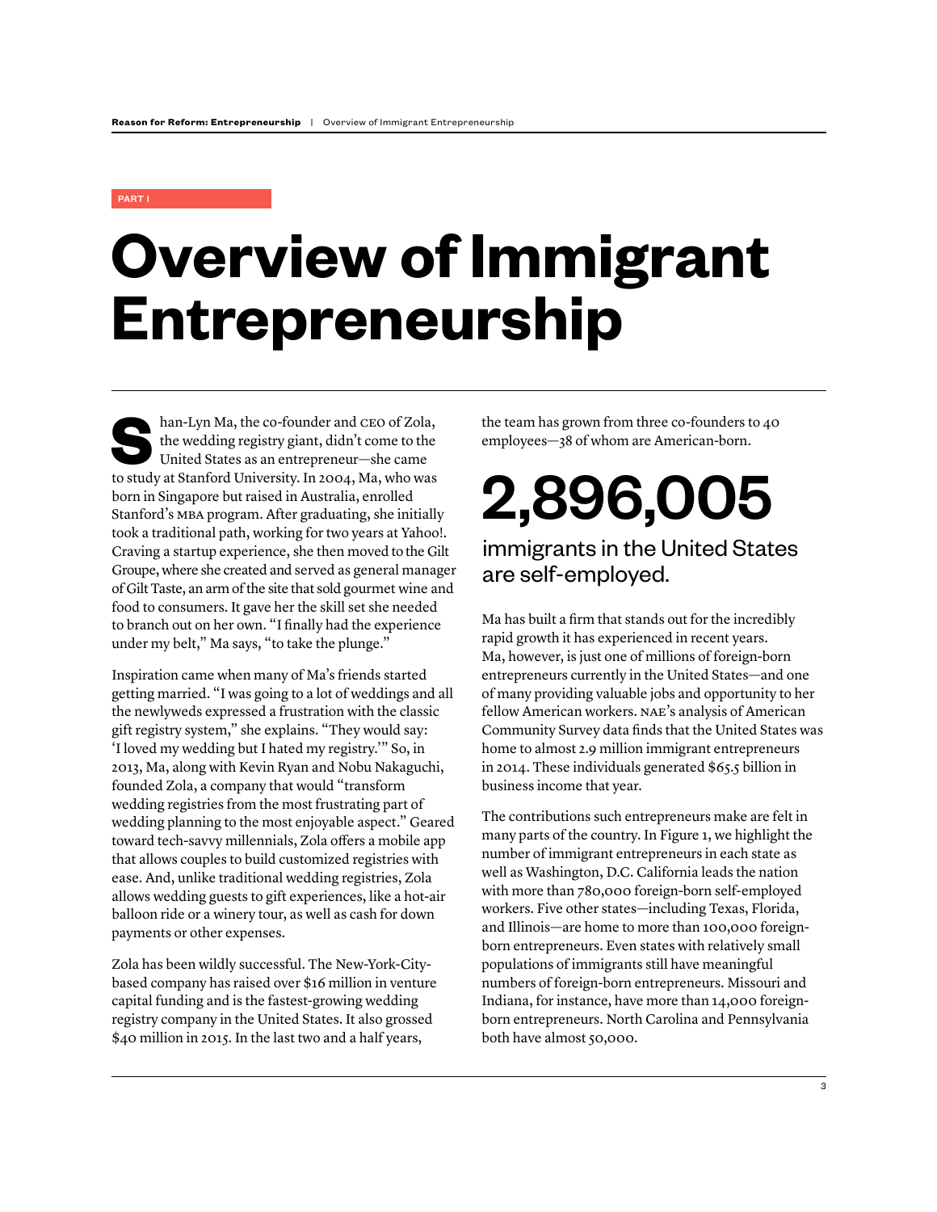PART I

# Overview of Immigrant Entrepreneurship

Shan-Lyn Ma, the co-founder and CEO of Zola, the wedding registry giant, didn't come to the United States as an entrepreneur—she came to study at Stanford University. In 2004, Ma, who was born in Singapore but raised in Australia, enrolled Stanford's MBA program. After graduating, she initially took a traditional path, working for two years at Yahoo!. Craving a startup experience, she then moved to the Gilt Groupe, where she created and served as general manager of Gilt Taste, an arm of the site that sold gourmet wine and food to consumers. It gave her the skill set she needed to branch out on her own. "I finally had the experience under my belt," Ma says, "to take the plunge."

Inspiration came when many of Ma's friends started getting married. "I was going to a lot of weddings and all the newlyweds expressed a frustration with the classic gift registry system," she explains. "They would say: 'I loved my wedding but I hated my registry.'" So, in 2013, Ma, along with Kevin Ryan and Nobu Nakaguchi, founded Zola, a company that would "transform wedding registries from the most frustrating part of wedding planning to the most enjoyable aspect." Geared toward tech-savvy millennials, Zola offers a mobile app that allows couples to build customized registries with ease. And, unlike traditional wedding registries, Zola allows wedding guests to gift experiences, like a hot-air balloon ride or a winery tour, as well as cash for down payments or other expenses.

Zola has been wildly successful. The New-York-City-based company has raised over $16 million in venture capital funding and is the fastest-growing wedding registry company in the United States. It also grossed $40 million in 2015. In the last two and a half years, the team has grown from three co-founders to 40 employees—38 of whom are American-born.

**2,896,005**

immigrants in the United States are self-employed.

Ma has built a firm that stands out for the incredibly rapid growth it has experienced in recent years. Ma, however, is just one of millions of foreign-born entrepreneurs currently in the United States—and one of many providing valuable jobs and opportunity to her fellow American workers. NAE's analysis of American Community Survey data finds that the United States was home to almost 2.9 million immigrant entrepreneurs in 2014. These individuals generated $65.5 billion in business income that year.

The contributions such entrepreneurs make are felt in many parts of the country. In Figure 1, we highlight the number of immigrant entrepreneurs in each state as well as Washington, D.C. California leads the nation with more than 780,000 foreign-born self-employed workers. Five other states—including Texas, Florida, and Illinois—are home to more than 100,000 foreign-born entrepreneurs. Even states with relatively small populations of immigrants still have meaningful numbers of foreign-born entrepreneurs. Missouri and Indiana, for instance, have more than 14,000 foreign-born entrepreneurs. North Carolina and Pennsylvania both have almost 50,000.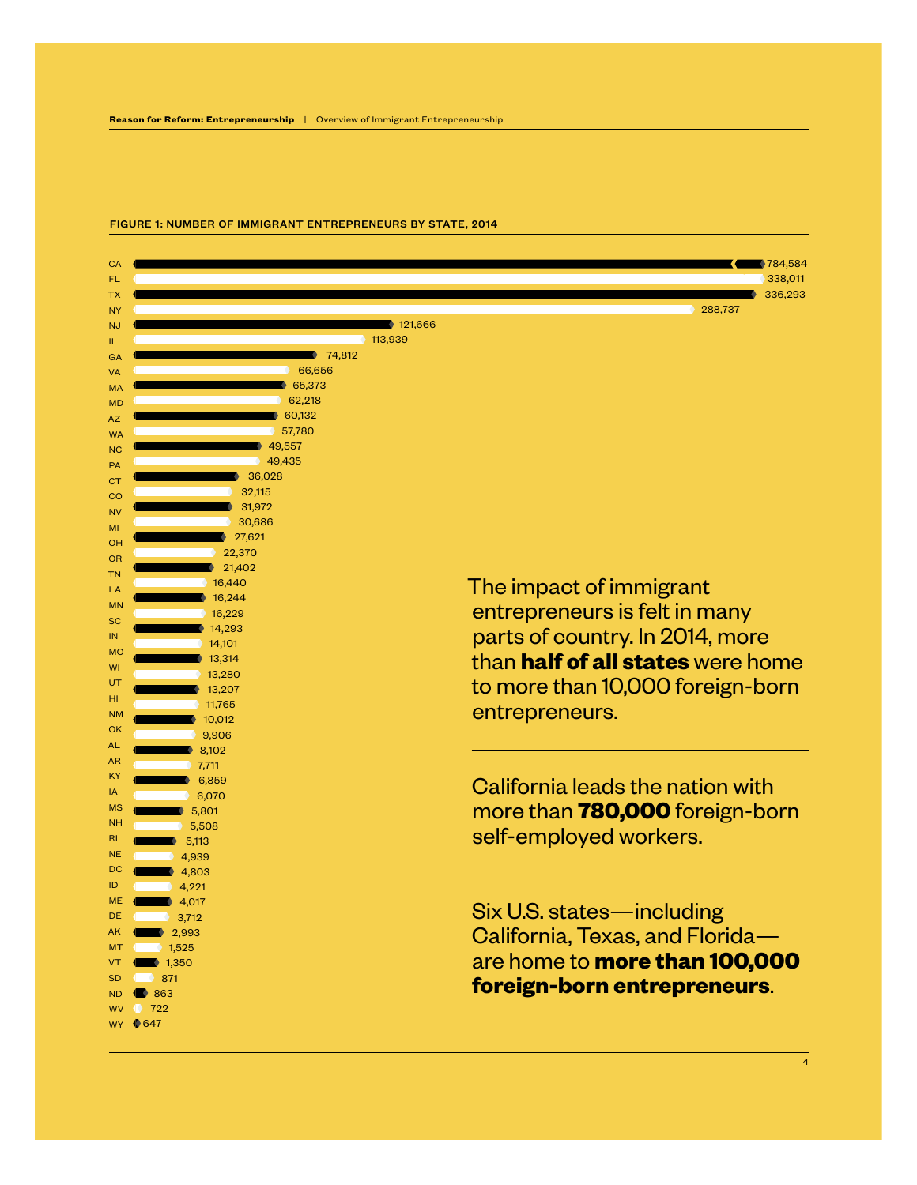FIGURE 1: NUMBER OF IMMIGRANT ENTREPRENEURS BY STATE, 2014

| State | Number |
|---|---|
| CA | 784,584 |
| FL | 338,011 |
| TX | 336,293 |
| NY | 288,737 |
| NJ | 121,666 |
| IL | 113,939 |
| GA | 74,812 |
| VA | 66,656 |
| MA | 65,373 |
| MD | 62,218 |
| AZ | 60,132 |
| WA | 57,780 |
| NC | 49,557 |
| PA | 49,435 |
| CT | 36,028 |
| CO | 32,115 |
| NV | 31,972 |
| MI | 30,686 |
| OH | 27,621 |
| OR | 22,370 |
| TN | 21,402 |
| LA | 16,440 |
| MN | 16,244 |
| SC | 16,229 |
| IN | 14,293 |
| MO | 14,101 |
| WI | 13,314 |
| UT | 13,280 |
| HI | 13,207 |
| NM | 11,765 |
| OK | 10,012 |
| AL | 9,906 |
| AR | 8,102 |
| KY | 7,711 |
| IA | 6,859 |
| MS | 6,070 |
| NH | 5,801 |
| RI | 5,508 |
| NE | 5,113 |
| DC | 4,939 |
| ID | 4,803 |
| ME | 4,221 |
| DE | 4,017 |
| AK | 3,712 |
| MT | 2,993 |
| VT | 1,525 |
| SD | 1,350 |
| ND | 871 |
| WV | 863 |
| WY | 722 |
| | 647 |

The impact of immigrant entrepreneurs is felt in many parts of country. In 2014, more than **half of all states** were home to more than 10,000 foreign-born entrepreneurs.

California leads the nation with more than **780,000** foreign-born self-employed workers.

Six U.S. states—including California, Texas, and Florida—are home to **more than 100,000 foreign-born entrepreneurs**.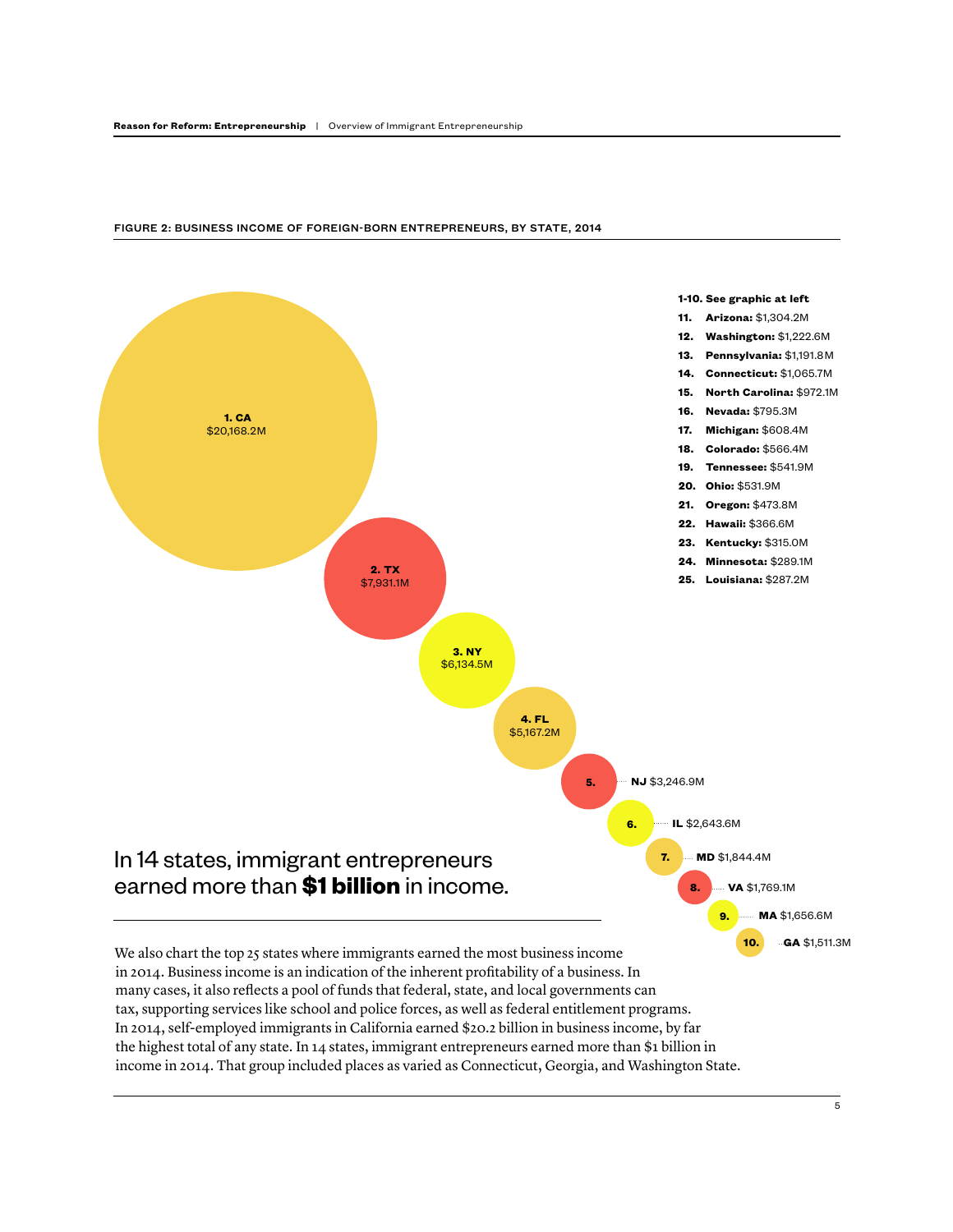FIGURE 2: BUSINESS INCOME OF FOREIGN-BORN ENTREPRENEURS, BY STATE, 2014

1. CA $20,168.2M
2. TX $7,931.1M
3. NY $6,134.5M
4. FL $5,167.2M
5. NJ $3,246.9M
6. IL $2,643.6M
7. MD $1,844.4M
8. VA $1,769.1M
9. MA $1,656.6M
10. GA $1,511.3M

**1-10. See graphic at left**

11. **Arizona:** $1,304.2M
12. **Washington:** $1,222.6M
13. **Pennsylvania:** $1,191.8M
14. **Connecticut:** $1,065.7M
15. **North Carolina:** $972.1M
16. **Nevada:** $795.3M
17. **Michigan:** $608.4M
18. **Colorado:** $566.4M
19. **Tennessee:** $541.9M
20. **Ohio:** $531.9M
21. **Oregon:** $473.8M
22. **Hawaii:** $366.6M
23. **Kentucky:** $315.0M
24. **Minnesota:** $289.1M
25. **Louisiana:** $287.2M

## In 14 states, immigrant entrepreneurs earned more than **$1 billion** in income.

We also chart the top 25 states where immigrants earned the most business income in 2014. Business income is an indication of the inherent profitability of a business. In many cases, it also reflects a pool of funds that federal, state, and local governments can tax, supporting services like school and police forces, as well as federal entitlement programs. In 2014, self-employed immigrants in California earned $20.2 billion in business income, by far the highest total of any state. In 14 states, immigrant entrepreneurs earned more than $1 billion in income in 2014. That group included places as varied as Connecticut, Georgia, and Washington State.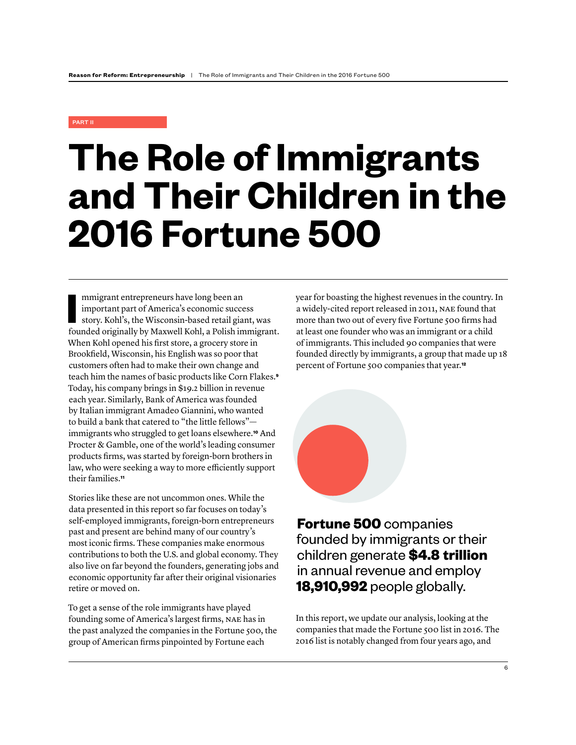PART II

# The Role of Immigrants and Their Children in the 2016 Fortune 500

Immigrant entrepreneurs have long been an important part of America's economic success story. Kohl's, the Wisconsin-based retail giant, was founded originally by Maxwell Kohl, a Polish immigrant. When Kohl opened his first store, a grocery store in Brookfield, Wisconsin, his English was so poor that customers often had to make their own change and teach him the names of basic products like Corn Flakes.[9] Today, his company brings in $19.2 billion in revenue each year. Similarly, Bank of America was founded by Italian immigrant Amadeo Giannini, who wanted to build a bank that catered to "the little fellows"—immigrants who struggled to get loans elsewhere.[10] And Procter & Gamble, one of the world's leading consumer products firms, was started by foreign-born brothers in law, who were seeking a way to more efficiently support their families.[11]

Stories like these are not uncommon ones. While the data presented in this report so far focuses on today's self-employed immigrants, foreign-born entrepreneurs past and present are behind many of our country's most iconic firms. These companies make enormous contributions to both the U.S. and global economy. They also live on far beyond the founders, generating jobs and economic opportunity far after their original visionaries retire or moved on.

To get a sense of the role immigrants have played founding some of America's largest firms, NAE has in the past analyzed the companies in the Fortune 500, the group of American firms pinpointed by Fortune each year for boasting the highest revenues in the country. In a widely-cited report released in 2011, NAE found that more than two out of every five Fortune 500 firms had at least one founder who was an immigrant or a child of immigrants. This included 90 companies that were founded directly by immigrants, a group that made up 18 percent of Fortune 500 companies that year.[12]

**Fortune 500** companies founded by immigrants or their children generate **$4.8 trillion** in annual revenue and employ **18,910,992** people globally.

In this report, we update our analysis, looking at the companies that made the Fortune 500 list in 2016. The 2016 list is notably changed from four years ago, and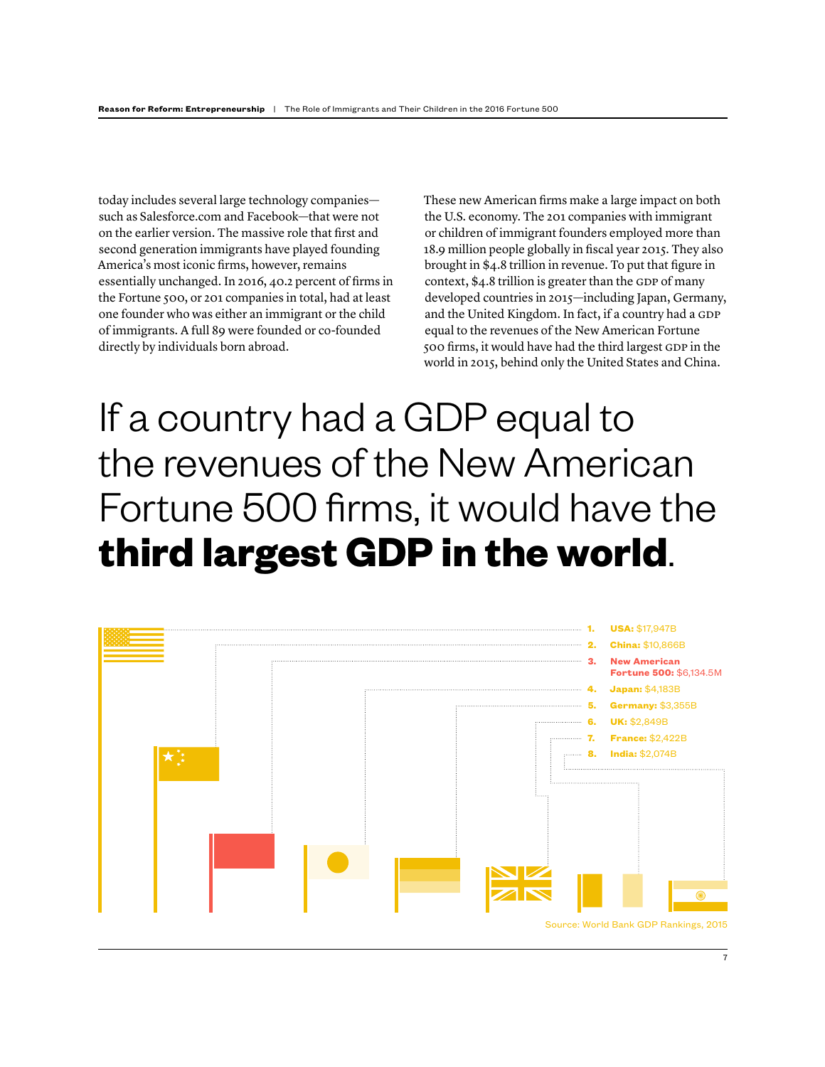today includes several large technology companies—such as Salesforce.com and Facebook—that were not on the earlier version. The massive role that first and second generation immigrants have played founding America's most iconic firms, however, remains essentially unchanged. In 2016, 40.2 percent of firms in the Fortune 500, or 201 companies in total, had at least one founder who was either an immigrant or the child of immigrants. A full 89 were founded or co-founded directly by individuals born abroad.

These new American firms make a large impact on both the U.S. economy. The 201 companies with immigrant or children of immigrant founders employed more than 18.9 million people globally in fiscal year 2015. They also brought in $4.8 trillion in revenue. To put that figure in context, $4.8 trillion is greater than the GDP of many developed countries in 2015—including Japan, Germany, and the United Kingdom. In fact, if a country had a GDP equal to the revenues of the New American Fortune 500 firms, it would have had the third largest GDP in the world in 2015, behind only the United States and China.

# If a country had a GDP equal to the revenues of the New American Fortune 500 firms, it would have the **third largest GDP in the world**.

1. **USA:** $17,947B
2. **China:** $10,866B
3. **New American Fortune 500:** $6,134.5M
4. **Japan:** $4,183B
5. **Germany:** $3,355B
6. **UK:** $2,849B
7. **France:** $2,422B
8. **India:** $2,074B

Source: World Bank GDP Rankings, 2015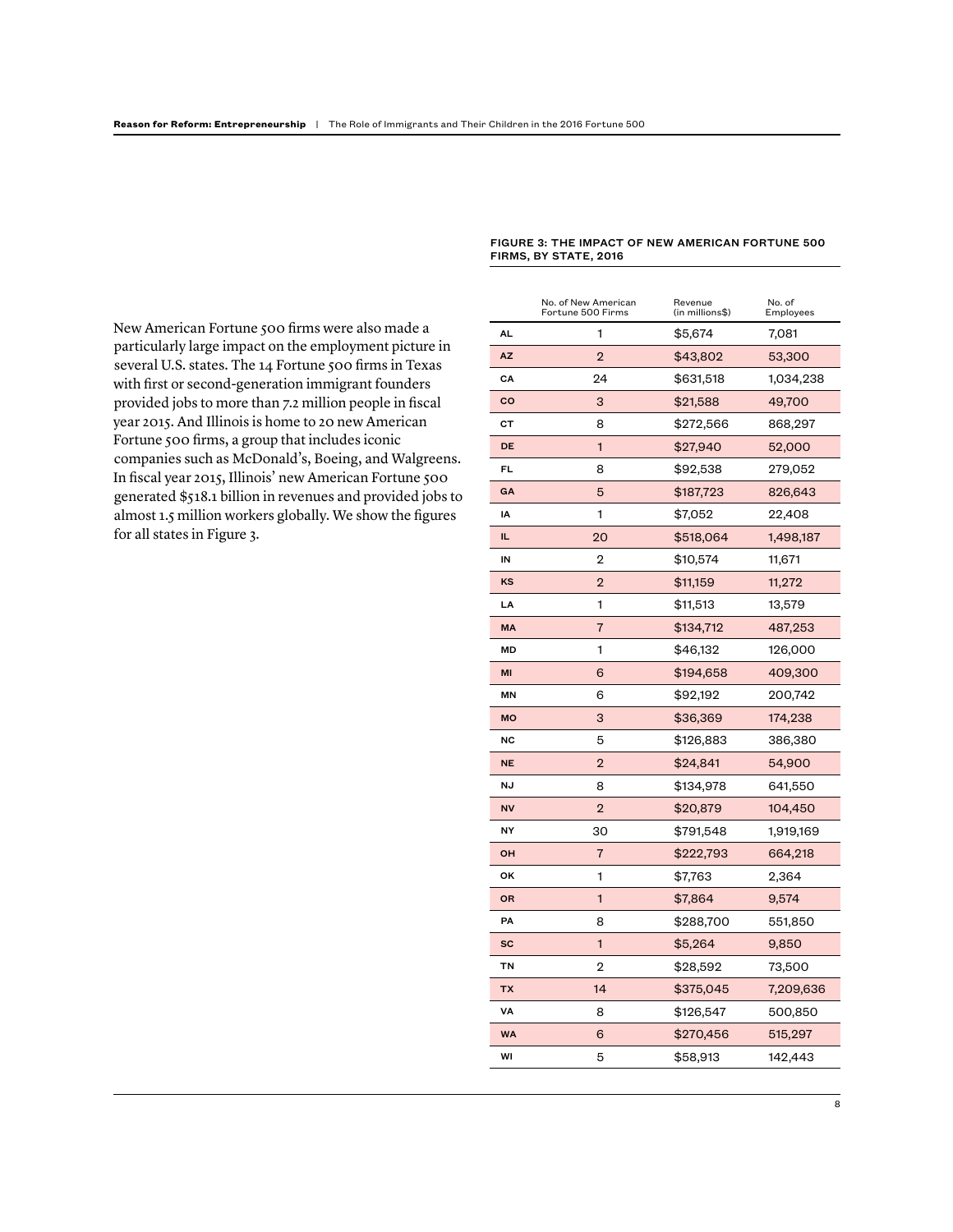New American Fortune 500 firms were also made a particularly large impact on the employment picture in several U.S. states. The 14 Fortune 500 firms in Texas with first or second-generation immigrant founders provided jobs to more than 7.2 million people in fiscal year 2015. And Illinois is home to 20 new American Fortune 500 firms, a group that includes iconic companies such as McDonald's, Boeing, and Walgreens. In fiscal year 2015, Illinois' new American Fortune 500 generated $518.1 billion in revenues and provided jobs to almost 1.5 million workers globally. We show the figures for all states in Figure 3.

**FIGURE 3: THE IMPACT OF NEW AMERICAN FORTUNE 500 FIRMS, BY STATE, 2016**

| | No. of New American Fortune 500 Firms | Revenue (in millions$) | No. of Employees |
|---|---|---|---|
| AL | 1 | $5,674 | 7,081 |
| AZ | 2 | $43,802 | 53,300 |
| CA | 24 | $631,518 | 1,034,238 |
| CO | 3 | $21,588 | 49,700 |
| CT | 8 | $272,566 | 868,297 |
| DE | 1 | $27,940 | 52,000 |
| FL | 8 | $92,538 | 279,052 |
| GA | 5 | $187,723 | 826,643 |
| IA | 1 | $7,052 | 22,408 |
| IL | 20 | $518,064 | 1,498,187 |
| IN | 2 | $10,574 | 11,671 |
| KS | 2 | $11,159 | 11,272 |
| LA | 1 | $11,513 | 13,579 |
| MA | 7 | $134,712 | 487,253 |
| MD | 1 | $46,132 | 126,000 |
| MI | 6 | $194,658 | 409,300 |
| MN | 6 | $92,192 | 200,742 |
| MO | 3 | $36,369 | 174,238 |
| NC | 5 | $126,883 | 386,380 |
| NE | 2 | $24,841 | 54,900 |
| NJ | 8 | $134,978 | 641,550 |
| NV | 2 | $20,879 | 104,450 |
| NY | 30 | $791,548 | 1,919,169 |
| OH | 7 | $222,793 | 664,218 |
| OK | 1 | $7,763 | 2,364 |
| OR | 1 | $7,864 | 9,574 |
| PA | 8 | $288,700 | 551,850 |
| SC | 1 | $5,264 | 9,850 |
| TN | 2 | $28,592 | 73,500 |
| TX | 14 | $375,045 | 7,209,636 |
| VA | 8 | $126,547 | 500,850 |
| WA | 6 | $270,456 | 515,297 |
| WI | 5 | $58,913 | 142,443 |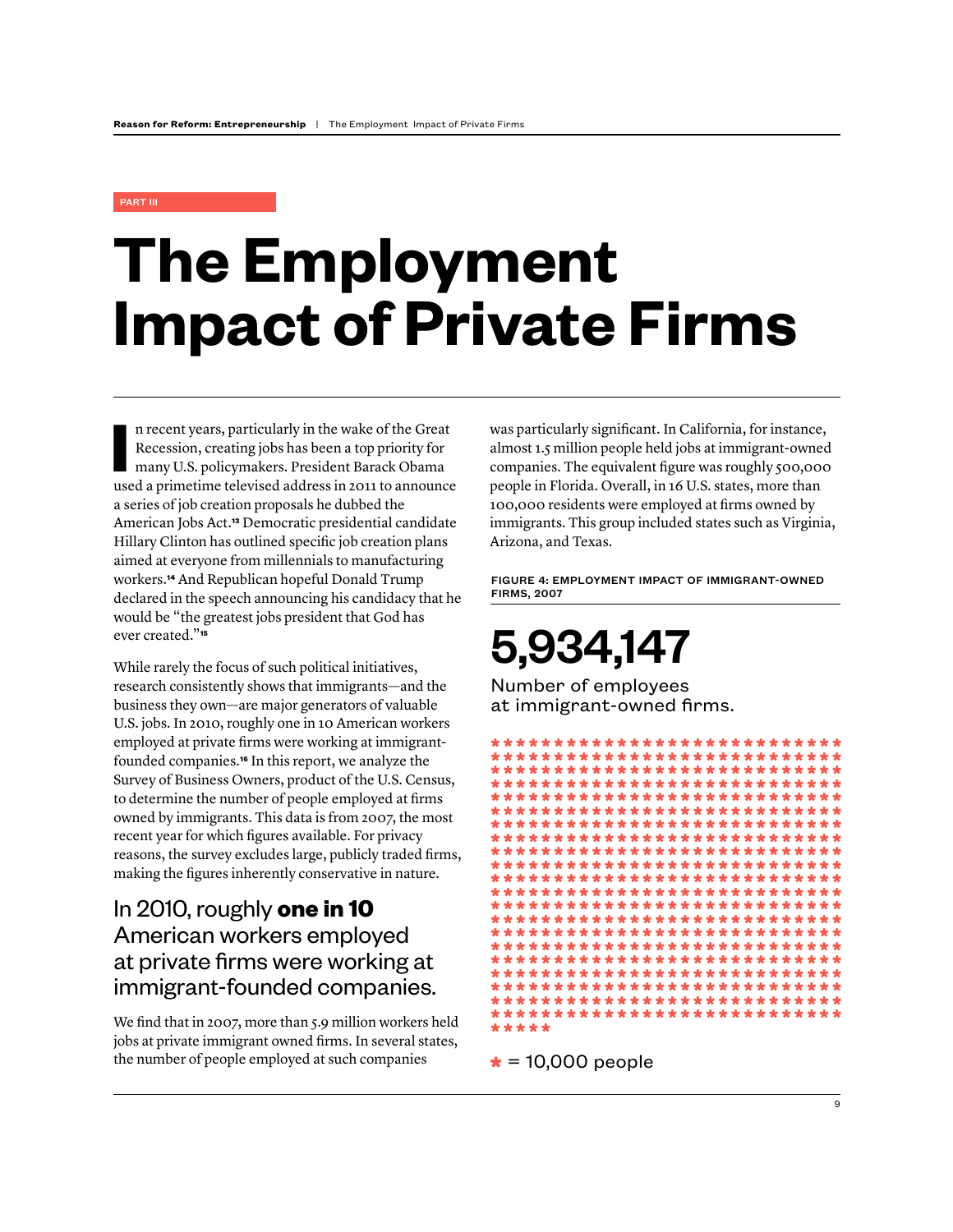PART III

# The Employment Impact of Private Firms

In recent years, particularly in the wake of the Great Recession, creating jobs has been a top priority for many U.S. policymakers. President Barack Obama used a primetime televised address in 2011 to announce a series of job creation proposals he dubbed the American Jobs Act.[13] Democratic presidential candidate Hillary Clinton has outlined specific job creation plans aimed at everyone from millennials to manufacturing workers.[14] And Republican hopeful Donald Trump declared in the speech announcing his candidacy that he would be "the greatest jobs president that God has ever created."[15]

While rarely the focus of such political initiatives, research consistently shows that immigrants—and the business they own—are major generators of valuable U.S. jobs. In 2010, roughly one in 10 American workers employed at private firms were working at immigrant-founded companies.[16] In this report, we analyze the Survey of Business Owners, product of the U.S. Census, to determine the number of people employed at firms owned by immigrants. This data is from 2007, the most recent year for which figures available. For privacy reasons, the survey excludes large, publicly traded firms, making the figures inherently conservative in nature.

> In 2010, roughly **one in 10** American workers employed at private firms were working at immigrant-founded companies.

We find that in 2007, more than 5.9 million workers held jobs at private immigrant owned firms. In several states, the number of people employed at such companies was particularly significant. In California, for instance, almost 1.5 million people held jobs at immigrant-owned companies. The equivalent figure was roughly 500,000 people in Florida. Overall, in 16 U.S. states, more than 100,000 residents were employed at firms owned by immigrants. This group included states such as Virginia, Arizona, and Texas.

**FIGURE 4: EMPLOYMENT IMPACT OF IMMIGRANT-OWNED FIRMS, 2007**

**5,934,147**

Number of employees at immigrant-owned firms.

* = 10,000 people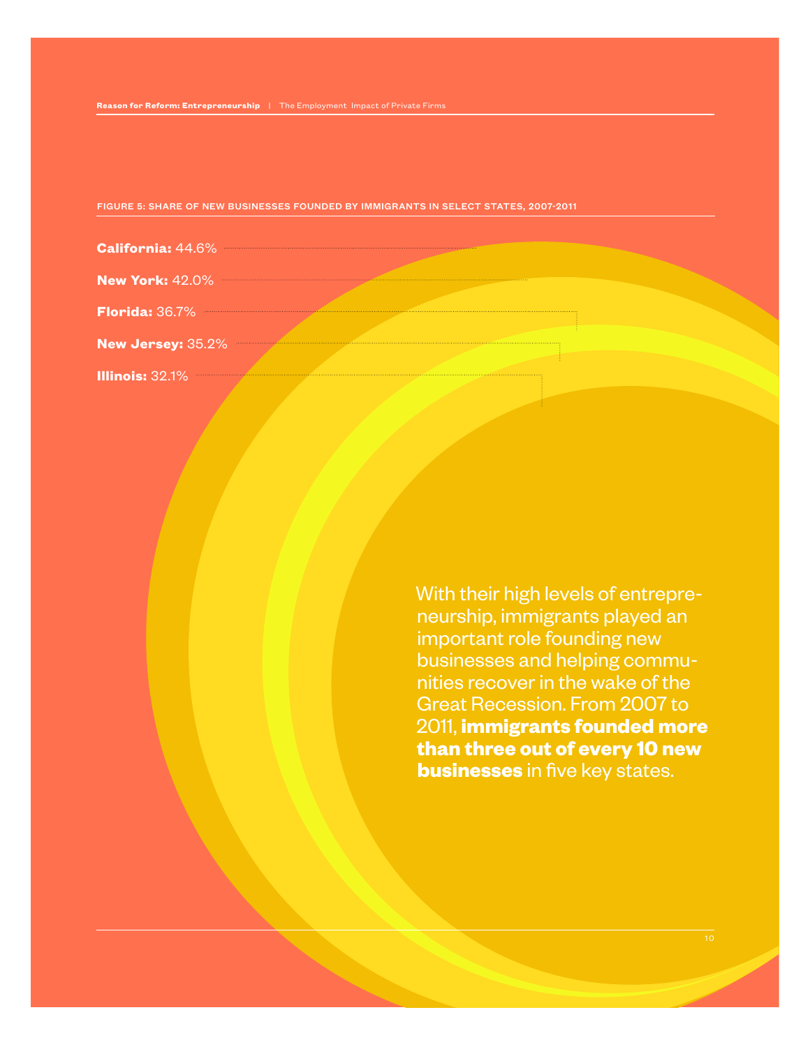FIGURE 5: SHARE OF NEW BUSINESSES FOUNDED BY IMMIGRANTS IN SELECT STATES, 2007-2011

**California:** 44.6%

**New York:** 42.0%

**Florida:** 36.7%

**New Jersey:** 35.2%

**Illinois:** 32.1%

With their high levels of entrepreneurship, immigrants played an important role founding new businesses and helping communities recover in the wake of the Great Recession. From 2007 to 2011, **immigrants founded more than three out of every 10 new businesses** in five key states.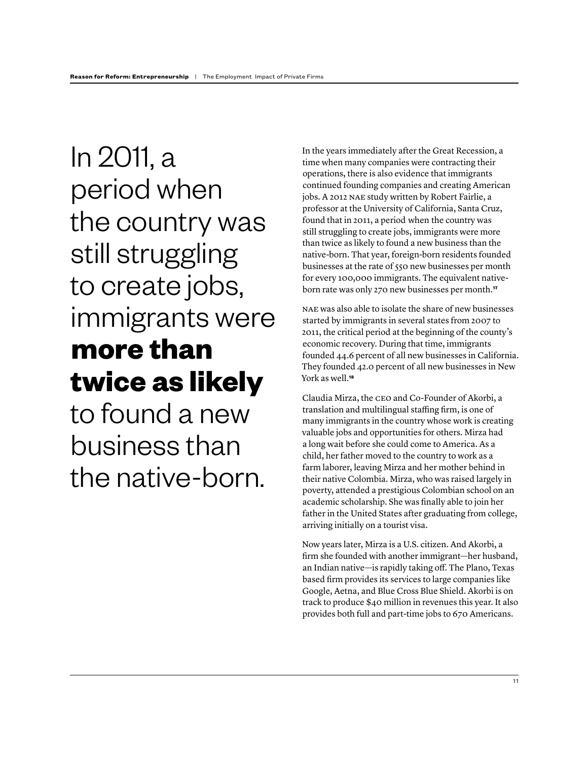# In 2011, a period when the country was still struggling to create jobs, immigrants were **more than twice as likely** to found a new business than the native-born.

In the years immediately after the Great Recession, a time when many companies were contracting their operations, there is also evidence that immigrants continued founding companies and creating American jobs. A 2012 NAE study written by Robert Fairlie, a professor at the University of California, Santa Cruz, found that in 2011, a period when the country was still struggling to create jobs, immigrants were more than twice as likely to found a new business than the native-born. That year, foreign-born residents founded businesses at the rate of 550 new businesses per month for every 100,000 immigrants. The equivalent native-born rate was only 270 new businesses per month.[17]

NAE was also able to isolate the share of new businesses started by immigrants in several states from 2007 to 2011, the critical period at the beginning of the county's economic recovery. During that time, immigrants founded 44.6 percent of all new businesses in California. They founded 42.0 percent of all new businesses in New York as well.[18]

Claudia Mirza, the CEO and Co-Founder of Akorbi, a translation and multilingual staffing firm, is one of many immigrants in the country whose work is creating valuable jobs and opportunities for others. Mirza had a long wait before she could come to America. As a child, her father moved to the country to work as a farm laborer, leaving Mirza and her mother behind in their native Colombia. Mirza, who was raised largely in poverty, attended a prestigious Colombian school on an academic scholarship. She was finally able to join her father in the United States after graduating from college, arriving initially on a tourist visa.

Now years later, Mirza is a U.S. citizen. And Akorbi, a firm she founded with another immigrant—her husband, an Indian native—is rapidly taking off. The Plano, Texas based firm provides its services to large companies like Google, Aetna, and Blue Cross Blue Shield. Akorbi is on track to produce $40 million in revenues this year. It also provides both full and part-time jobs to 670 Americans.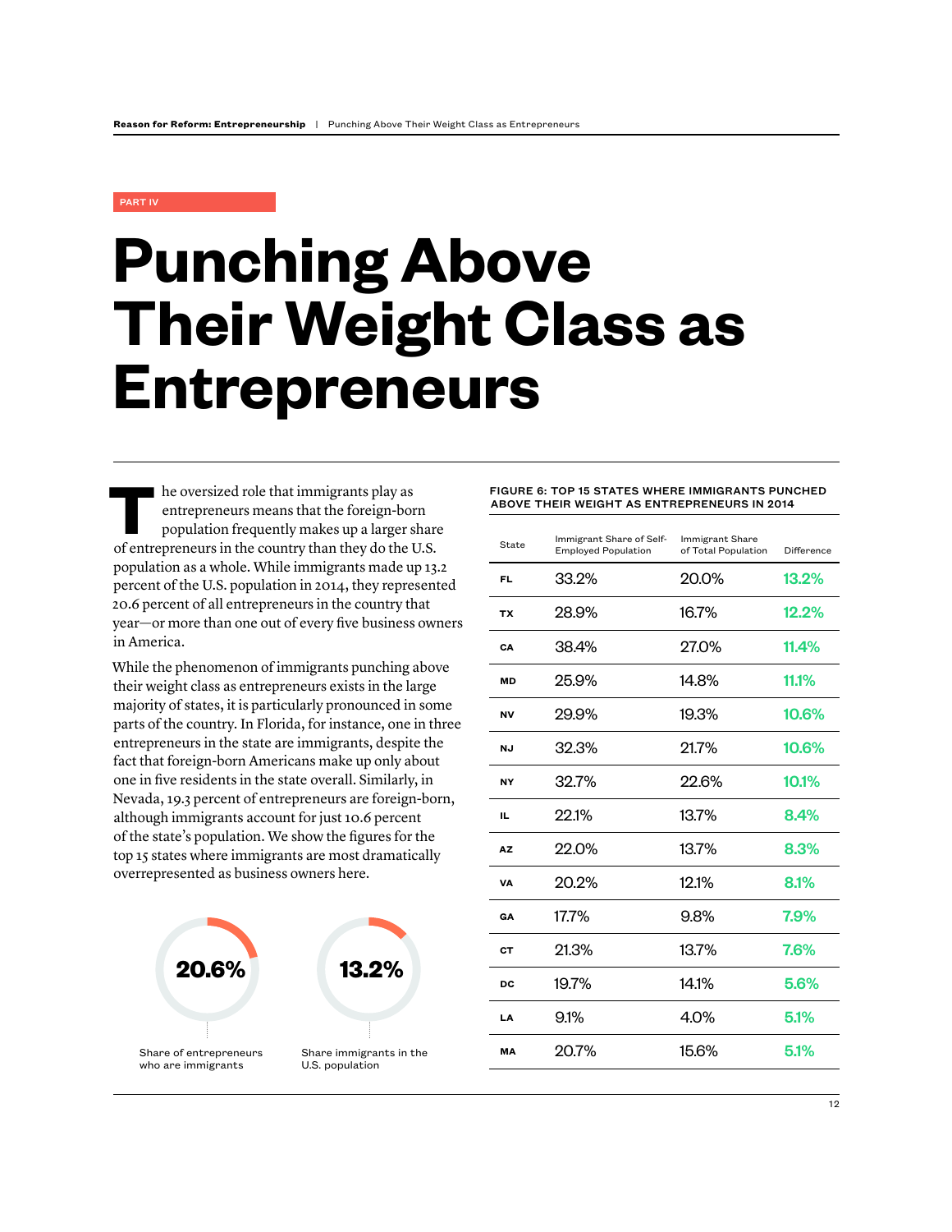PART IV

# Punching Above Their Weight Class as Entrepreneurs

The oversized role that immigrants play as entrepreneurs means that the foreign-born population frequently makes up a larger share of entrepreneurs in the country than they do the U.S. population as a whole. While immigrants made up 13.2 percent of the U.S. population in 2014, they represented 20.6 percent of all entrepreneurs in the country that year—or more than one out of every five business owners in America.

While the phenomenon of immigrants punching above their weight class as entrepreneurs exists in the large majority of states, it is particularly pronounced in some parts of the country. In Florida, for instance, one in three entrepreneurs in the state are immigrants, despite the fact that foreign-born Americans make up only about one in five residents in the state overall. Similarly, in Nevada, 19.3 percent of entrepreneurs are foreign-born, although immigrants account for just 10.6 percent of the state's population. We show the figures for the top 15 states where immigrants are most dramatically overrepresented as business owners here.

**20.6%**

Share of entrepreneurs who are immigrants

**13.2%**

Share immigrants in the U.S. population

**FIGURE 6: TOP 15 STATES WHERE IMMIGRANTS PUNCHED ABOVE THEIR WEIGHT AS ENTREPRENEURS IN 2014**

| State | Immigrant Share of Self-Employed Population | Immigrant Share of Total Population | Difference |
|---|---|---|---|
| FL | 33.2% | 20.0% | 13.2% |
| TX | 28.9% | 16.7% | 12.2% |
| CA | 38.4% | 27.0% | 11.4% |
| MD | 25.9% | 14.8% | 11.1% |
| NV | 29.9% | 19.3% | 10.6% |
| NJ | 32.3% | 21.7% | 10.6% |
| NY | 32.7% | 22.6% | 10.1% |
| IL | 22.1% | 13.7% | 8.4% |
| AZ | 22.0% | 13.7% | 8.3% |
| VA | 20.2% | 12.1% | 8.1% |
| GA | 17.7% | 9.8% | 7.9% |
| CT | 21.3% | 13.7% | 7.6% |
| DC | 19.7% | 14.1% | 5.6% |
| LA | 9.1% | 4.0% | 5.1% |
| MA | 20.7% | 15.6% | 5.1% |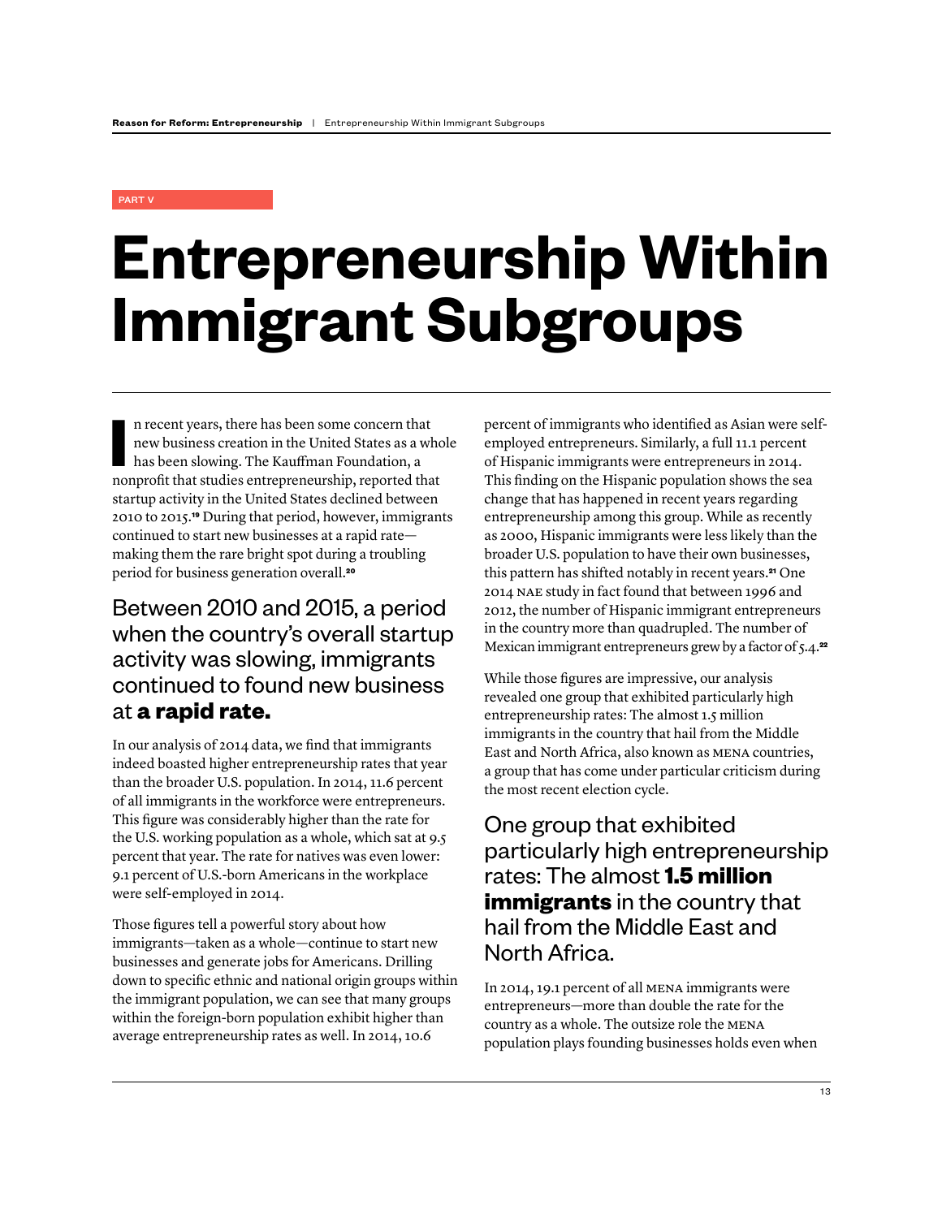PART V

# Entrepreneurship Within Immigrant Subgroups

In recent years, there has been some concern that new business creation in the United States as a whole has been slowing. The Kauffman Foundation, a nonprofit that studies entrepreneurship, reported that startup activity in the United States declined between 2010 to 2015.[19] During that period, however, immigrants continued to start new businesses at a rapid rate—making them the rare bright spot during a troubling period for business generation overall.[20]

> Between 2010 and 2015, a period when the country's overall startup activity was slowing, immigrants continued to found new business at **a rapid rate.**

In our analysis of 2014 data, we find that immigrants indeed boasted higher entrepreneurship rates that year than the broader U.S. population. In 2014, 11.6 percent of all immigrants in the workforce were entrepreneurs. This figure was considerably higher than the rate for the U.S. working population as a whole, which sat at 9.5 percent that year. The rate for natives was even lower: 9.1 percent of U.S.-born Americans in the workplace were self-employed in 2014.

Those figures tell a powerful story about how immigrants—taken as a whole—continue to start new businesses and generate jobs for Americans. Drilling down to specific ethnic and national origin groups within the immigrant population, we can see that many groups within the foreign-born population exhibit higher than average entrepreneurship rates as well. In 2014, 10.6 percent of immigrants who identified as Asian were self-employed entrepreneurs. Similarly, a full 11.1 percent of Hispanic immigrants were entrepreneurs in 2014. This finding on the Hispanic population shows the sea change that has happened in recent years regarding entrepreneurship among this group. While as recently as 2000, Hispanic immigrants were less likely than the broader U.S. population to have their own businesses, this pattern has shifted notably in recent years.[21] One 2014 NAE study in fact found that between 1996 and 2012, the number of Hispanic immigrant entrepreneurs in the country more than quadrupled. The number of Mexican immigrant entrepreneurs grew by a factor of 5.4.[22]

While those figures are impressive, our analysis revealed one group that exhibited particularly high entrepreneurship rates: The almost 1.5 million immigrants in the country that hail from the Middle East and North Africa, also known as MENA countries, a group that has come under particular criticism during the most recent election cycle.

> One group that exhibited particularly high entrepreneurship rates: The almost **1.5 million immigrants** in the country that hail from the Middle East and North Africa.

In 2014, 19.1 percent of all MENA immigrants were entrepreneurs—more than double the rate for the country as a whole. The outsize role the MENA population plays founding businesses holds even when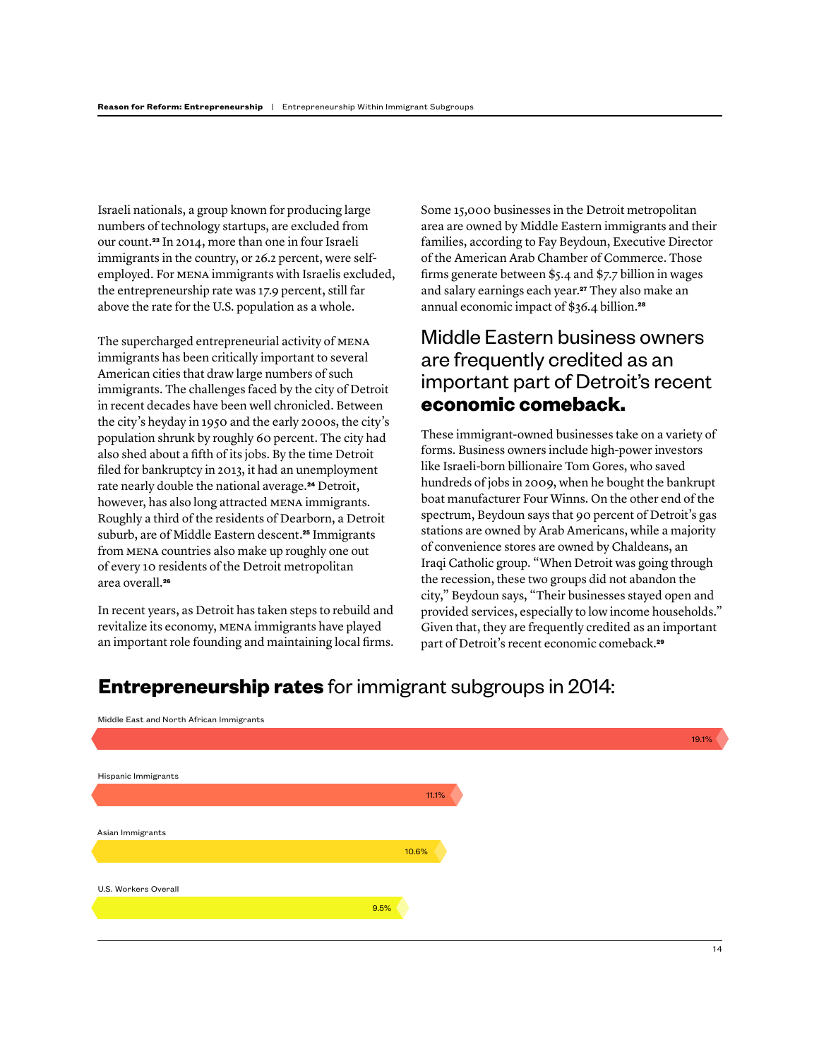Israeli nationals, a group known for producing large numbers of technology startups, are excluded from our count.[23] In 2014, more than one in four Israeli immigrants in the country, or 26.2 percent, were self-employed. For MENA immigrants with Israelis excluded, the entrepreneurship rate was 17.9 percent, still far above the rate for the U.S. population as a whole.

The supercharged entrepreneurial activity of MENA immigrants has been critically important to several American cities that draw large numbers of such immigrants. The challenges faced by the city of Detroit in recent decades have been well chronicled. Between the city's heyday in 1950 and the early 2000s, the city's population shrunk by roughly 60 percent. The city had also shed about a fifth of its jobs. By the time Detroit filed for bankruptcy in 2013, it had an unemployment rate nearly double the national average.[24] Detroit, however, has also long attracted MENA immigrants. Roughly a third of the residents of Dearborn, a Detroit suburb, are of Middle Eastern descent.[25] Immigrants from MENA countries also make up roughly one out of every 10 residents of the Detroit metropolitan area overall.[26]

In recent years, as Detroit has taken steps to rebuild and revitalize its economy, MENA immigrants have played an important role founding and maintaining local firms. Some 15,000 businesses in the Detroit metropolitan area are owned by Middle Eastern immigrants and their families, according to Fay Beydoun, Executive Director of the American Arab Chamber of Commerce. Those firms generate between $5.4 and $7.7 billion in wages and salary earnings each year.[27] They also make an annual economic impact of $36.4 billion.[28]

## Middle Eastern business owners are frequently credited as an important part of Detroit's recent **economic comeback.**

These immigrant-owned businesses take on a variety of forms. Business owners include high-power investors like Israeli-born billionaire Tom Gores, who saved hundreds of jobs in 2009, when he bought the bankrupt boat manufacturer Four Winns. On the other end of the spectrum, Beydoun says that 90 percent of Detroit's gas stations are owned by Arab Americans, while a majority of convenience stores are owned by Chaldeans, an Iraqi Catholic group. "When Detroit was going through the recession, these two groups did not abandon the city," Beydoun says, "Their businesses stayed open and provided services, especially to low income households." Given that, they are frequently credited as an important part of Detroit's recent economic comeback.[29]

## **Entrepreneurship rates** for immigrant subgroups in 2014:

| Group | Rate |
| --- | --- |
| Middle East and North African Immigrants | 19.1% |
| Hispanic Immigrants | 11.1% |
| Asian Immigrants | 10.6% |
| U.S. Workers Overall | 9.5% |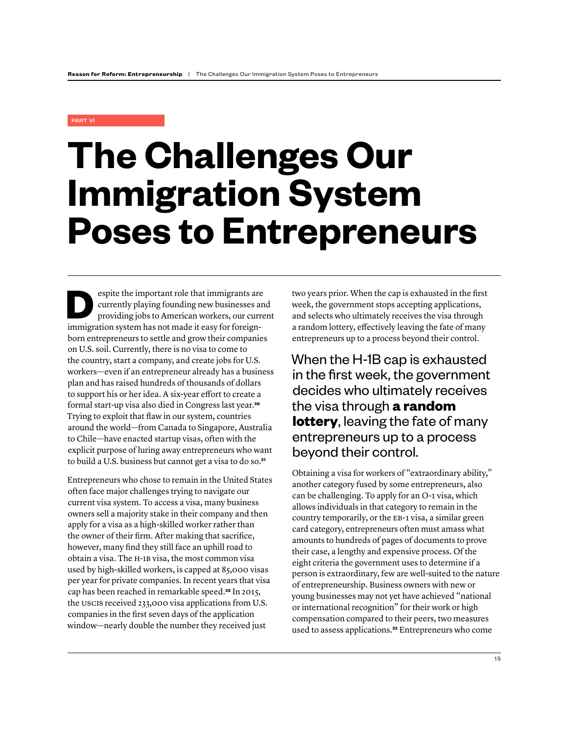PART VI

# The Challenges Our Immigration System Poses to Entrepreneurs

Despite the important role that immigrants are currently playing founding new businesses and providing jobs to American workers, our current immigration system has not made it easy for foreign-born entrepreneurs to settle and grow their companies on U.S. soil. Currently, there is no visa to come to the country, start a company, and create jobs for U.S. workers—even if an entrepreneur already has a business plan and has raised hundreds of thousands of dollars to support his or her idea. A six-year effort to create a formal start-up visa also died in Congress last year.[30] Trying to exploit that flaw in our system, countries around the world—from Canada to Singapore, Australia to Chile—have enacted startup visas, often with the explicit purpose of luring away entrepreneurs who want to build a U.S. business but cannot get a visa to do so.[31]

Entrepreneurs who chose to remain in the United States often face major challenges trying to navigate our current visa system. To access a visa, many business owners sell a majority stake in their company and then apply for a visa as a high-skilled worker rather than the owner of their firm. After making that sacrifice, however, many find they still face an uphill road to obtain a visa. The H-1B visa, the most common visa used by high-skilled workers, is capped at 85,000 visas per year for private companies. In recent years that visa cap has been reached in remarkable speed.[32] In 2015, the USCIS received 233,000 visa applications from U.S. companies in the first seven days of the application window—nearly double the number they received just two years prior. When the cap is exhausted in the first week, the government stops accepting applications, and selects who ultimately receives the visa through a random lottery, effectively leaving the fate of many entrepreneurs up to a process beyond their control.

> When the H-1B cap is exhausted in the first week, the government decides who ultimately receives the visa through **a random lottery**, leaving the fate of many entrepreneurs up to a process beyond their control.

Obtaining a visa for workers of "extraordinary ability," another category fused by some entrepreneurs, also can be challenging. To apply for an O-1 visa, which allows individuals in that category to remain in the country temporarily, or the EB-1 visa, a similar green card category, entrepreneurs often must amass what amounts to hundreds of pages of documents to prove their case, a lengthy and expensive process. Of the eight criteria the government uses to determine if a person is extraordinary, few are well-suited to the nature of entrepreneurship. Business owners with new or young businesses may not yet have achieved "national or international recognition" for their work or high compensation compared to their peers, two measures used to assess applications.[33] Entrepreneurs who come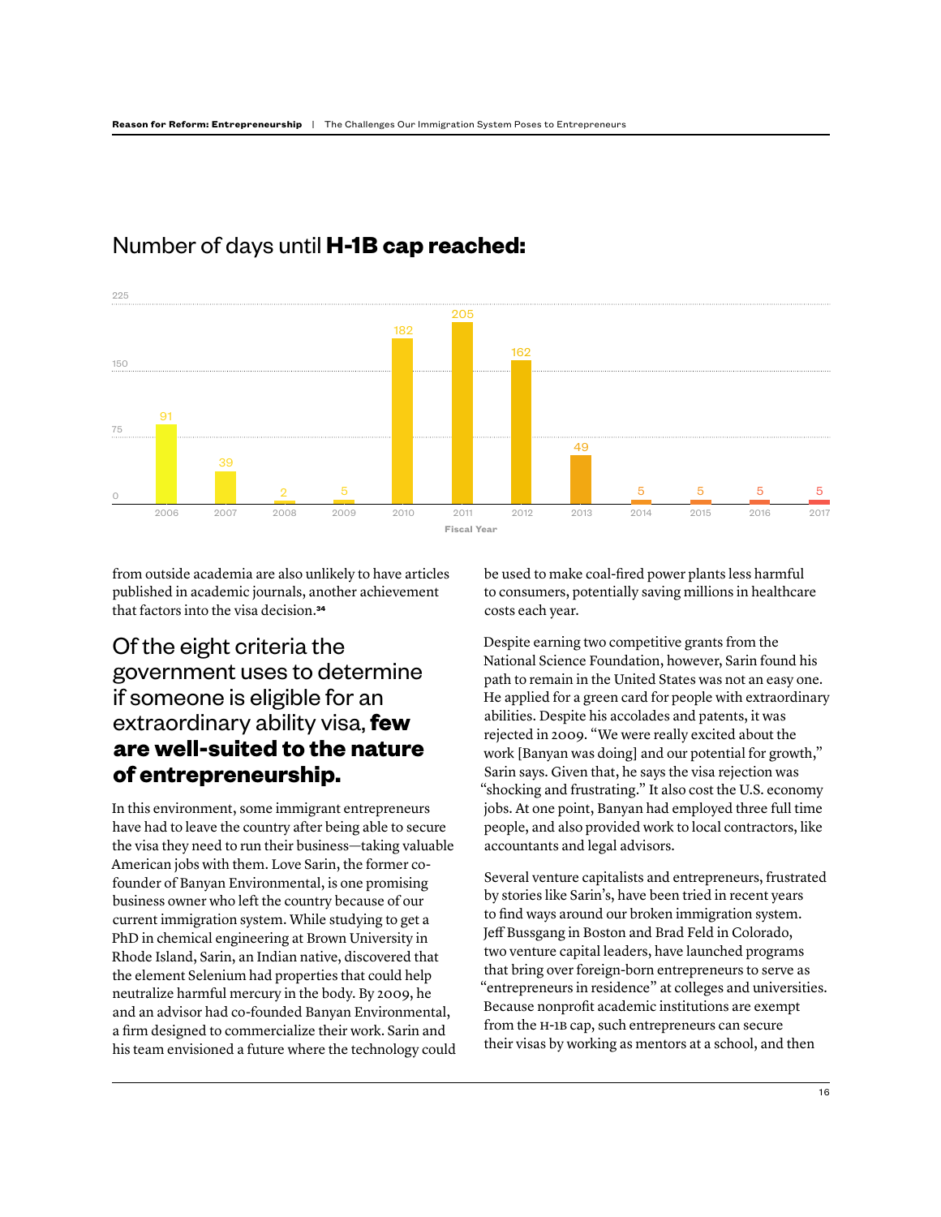## Number of days until **H-1B cap reached:**

| Fiscal Year | 2006 | 2007 | 2008 | 2009 | 2010 | 2011 | 2012 | 2013 | 2014 | 2015 | 2016 | 2017 |
|---|---|---|---|---|---|---|---|---|---|---|---|---|
| Days | 91 | 39 | 2 | 5 | 182 | 205 | 162 | 49 | 5 | 5 | 5 | 5 |

from outside academia are also unlikely to have articles published in academic journals, another achievement that factors into the visa decision.[34]

### Of the eight criteria the government uses to determine if someone is eligible for an extraordinary ability visa, **few are well-suited to the nature of entrepreneurship.**

In this environment, some immigrant entrepreneurs have had to leave the country after being able to secure the visa they need to run their business—taking valuable American jobs with them. Love Sarin, the former co-founder of Banyan Environmental, is one promising business owner who left the country because of our current immigration system. While studying to get a PhD in chemical engineering at Brown University in Rhode Island, Sarin, an Indian native, discovered that the element Selenium had properties that could help neutralize harmful mercury in the body. By 2009, he and an advisor had co-founded Banyan Environmental, a firm designed to commercialize their work. Sarin and his team envisioned a future where the technology could be used to make coal-fired power plants less harmful to consumers, potentially saving millions in healthcare costs each year.

Despite earning two competitive grants from the National Science Foundation, however, Sarin found his path to remain in the United States was not an easy one. He applied for a green card for people with extraordinary abilities. Despite his accolades and patents, it was rejected in 2009. "We were really excited about the work [Banyan was doing] and our potential for growth," Sarin says. Given that, he says the visa rejection was "shocking and frustrating." It also cost the U.S. economy jobs. At one point, Banyan had employed three full time people, and also provided work to local contractors, like accountants and legal advisors.

Several venture capitalists and entrepreneurs, frustrated by stories like Sarin's, have been tried in recent years to find ways around our broken immigration system. Jeff Bussgang in Boston and Brad Feld in Colorado, two venture capital leaders, have launched programs that bring over foreign-born entrepreneurs to serve as "entrepreneurs in residence" at colleges and universities. Because nonprofit academic institutions are exempt from the H-1B cap, such entrepreneurs can secure their visas by working as mentors at a school, and then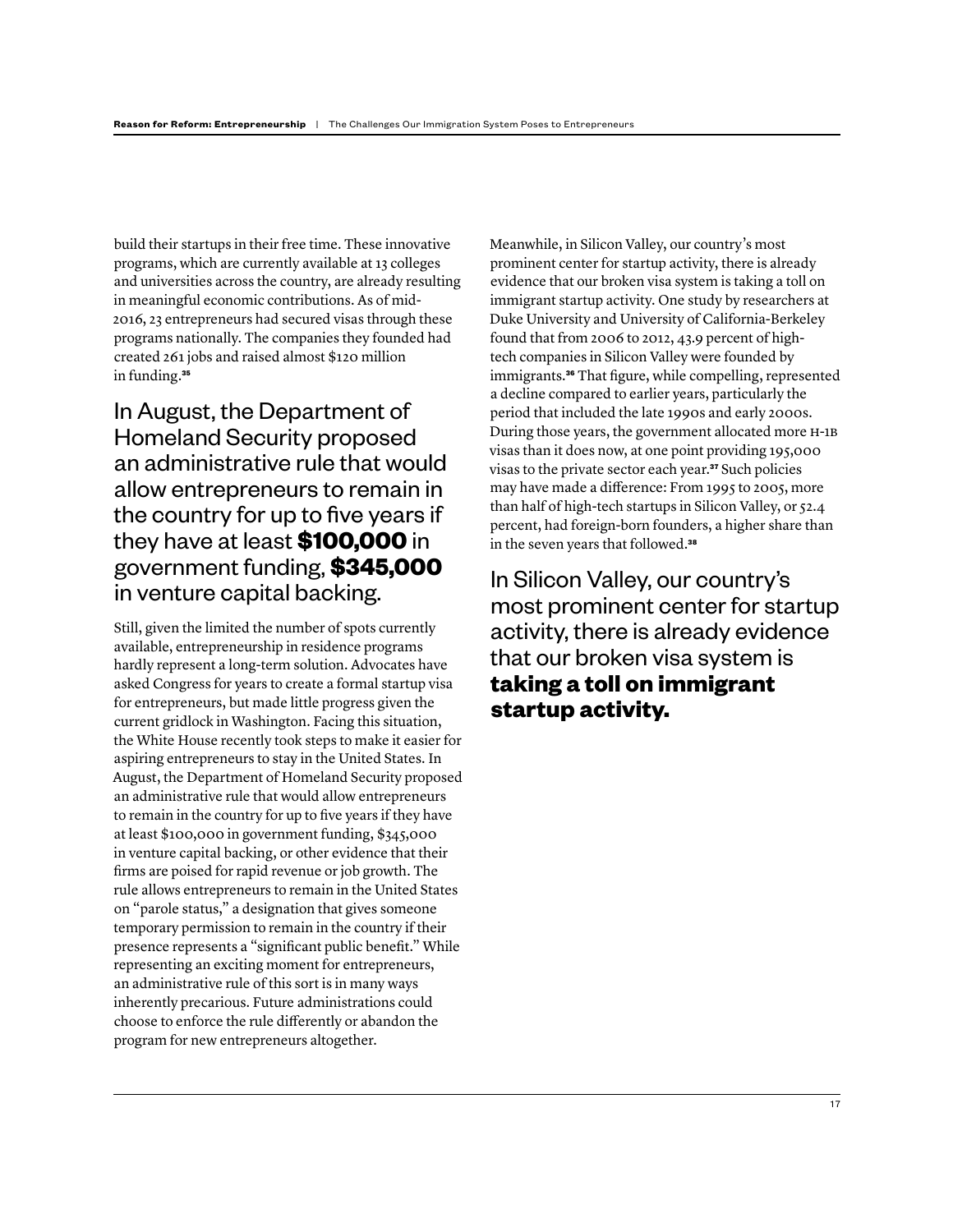build their startups in their free time. These innovative programs, which are currently available at 13 colleges and universities across the country, are already resulting in meaningful economic contributions. As of mid-2016, 23 entrepreneurs had secured visas through these programs nationally. The companies they founded had created 261 jobs and raised almost $120 million in funding.[35]

> In August, the Department of Homeland Security proposed an administrative rule that would allow entrepreneurs to remain in the country for up to five years if they have at least **$100,000** in government funding, **$345,000** in venture capital backing.

Still, given the limited the number of spots currently available, entrepreneurship in residence programs hardly represent a long-term solution. Advocates have asked Congress for years to create a formal startup visa for entrepreneurs, but made little progress given the current gridlock in Washington. Facing this situation, the White House recently took steps to make it easier for aspiring entrepreneurs to stay in the United States. In August, the Department of Homeland Security proposed an administrative rule that would allow entrepreneurs to remain in the country for up to five years if they have at least $100,000 in government funding, $345,000 in venture capital backing, or other evidence that their firms are poised for rapid revenue or job growth. The rule allows entrepreneurs to remain in the United States on "parole status," a designation that gives someone temporary permission to remain in the country if their presence represents a "significant public benefit." While representing an exciting moment for entrepreneurs, an administrative rule of this sort is in many ways inherently precarious. Future administrations could choose to enforce the rule differently or abandon the program for new entrepreneurs altogether.

Meanwhile, in Silicon Valley, our country's most prominent center for startup activity, there is already evidence that our broken visa system is taking a toll on immigrant startup activity. One study by researchers at Duke University and University of California-Berkeley found that from 2006 to 2012, 43.9 percent of high-tech companies in Silicon Valley were founded by immigrants.[36] That figure, while compelling, represented a decline compared to earlier years, particularly the period that included the late 1990s and early 2000s. During those years, the government allocated more H-1B visas than it does now, at one point providing 195,000 visas to the private sector each year.[37] Such policies may have made a difference: From 1995 to 2005, more than half of high-tech startups in Silicon Valley, or 52.4 percent, had foreign-born founders, a higher share than in the seven years that followed.[38]

> In Silicon Valley, our country's most prominent center for startup activity, there is already evidence that our broken visa system is **taking a toll on immigrant startup activity.**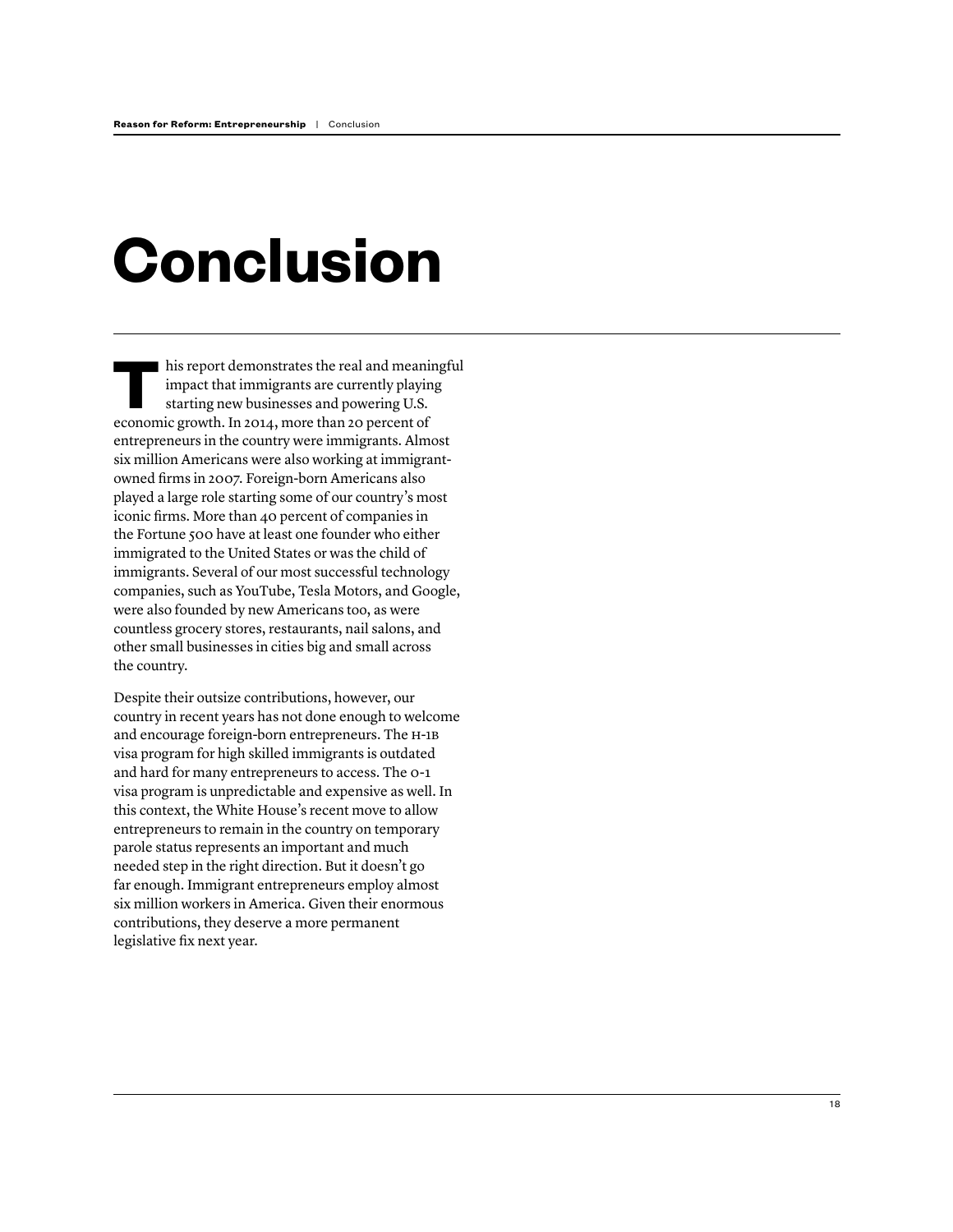# Conclusion

This report demonstrates the real and meaningful impact that immigrants are currently playing starting new businesses and powering U.S. economic growth. In 2014, more than 20 percent of entrepreneurs in the country were immigrants. Almost six million Americans were also working at immigrant-owned firms in 2007. Foreign-born Americans also played a large role starting some of our country's most iconic firms. More than 40 percent of companies in the Fortune 500 have at least one founder who either immigrated to the United States or was the child of immigrants. Several of our most successful technology companies, such as YouTube, Tesla Motors, and Google, were also founded by new Americans too, as were countless grocery stores, restaurants, nail salons, and other small businesses in cities big and small across the country.

Despite their outsize contributions, however, our country in recent years has not done enough to welcome and encourage foreign-born entrepreneurs. The H-1B visa program for high skilled immigrants is outdated and hard for many entrepreneurs to access. The O-1 visa program is unpredictable and expensive as well. In this context, the White House's recent move to allow entrepreneurs to remain in the country on temporary parole status represents an important and much needed step in the right direction. But it doesn't go far enough. Immigrant entrepreneurs employ almost six million workers in America. Given their enormous contributions, they deserve a more permanent legislative fix next year.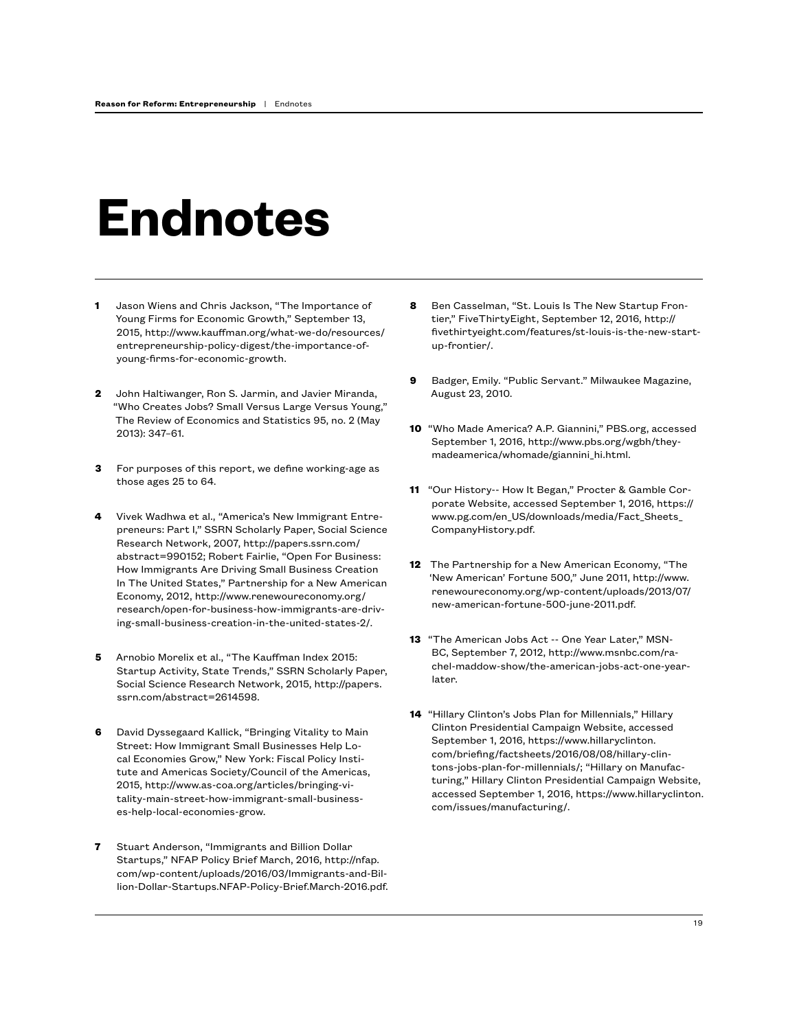# Endnotes

1. Jason Wiens and Chris Jackson, "The Importance of Young Firms for Economic Growth," September 13, 2015, http://www.kauffman.org/what-we-do/resources/entrepreneurship-policy-digest/the-importance-of-young-firms-for-economic-growth.

2. John Haltiwanger, Ron S. Jarmin, and Javier Miranda, "Who Creates Jobs? Small Versus Large Versus Young," The Review of Economics and Statistics 95, no. 2 (May 2013): 347–61.

3. For purposes of this report, we define working-age as those ages 25 to 64.

4. Vivek Wadhwa et al., "America's New Immigrant Entrepreneurs: Part I," SSRN Scholarly Paper, Social Science Research Network, 2007, http://papers.ssrn.com/abstract=990152; Robert Fairlie, "Open For Business: How Immigrants Are Driving Small Business Creation In The United States," Partnership for a New American Economy, 2012, http://www.renewoureconomy.org/research/open-for-business-how-immigrants-are-driving-small-business-creation-in-the-united-states-2/.

5. Arnobio Morelix et al., "The Kauffman Index 2015: Startup Activity, State Trends," SSRN Scholarly Paper, Social Science Research Network, 2015, http://papers.ssrn.com/abstract=2614598.

6. David Dyssegaard Kallick, "Bringing Vitality to Main Street: How Immigrant Small Businesses Help Local Economies Grow," New York: Fiscal Policy Institute and Americas Society/Council of the Americas, 2015, http://www.as-coa.org/articles/bringing-vitality-main-street-how-immigrant-small-businesses-help-local-economies-grow.

7. Stuart Anderson, "Immigrants and Billion Dollar Startups," NFAP Policy Brief March, 2016, http://nfap.com/wp-content/uploads/2016/03/Immigrants-and-Billion-Dollar-Startups.NFAP-Policy-Brief.March-2016.pdf.

8. Ben Casselman, "St. Louis Is The New Startup Frontier," FiveThirtyEight, September 12, 2016, http://fivethirtyeight.com/features/st-louis-is-the-new-startup-frontier/.

9. Badger, Emily. "Public Servant." Milwaukee Magazine, August 23, 2010.

10. "Who Made America? A.P. Giannini," PBS.org, accessed September 1, 2016, http://www.pbs.org/wgbh/theymadeamerica/whomade/giannini_hi.html.

11. "Our History-- How It Began," Procter & Gamble Corporate Website, accessed September 1, 2016, https://www.pg.com/en_US/downloads/media/Fact_Sheets_CompanyHistory.pdf.

12. The Partnership for a New American Economy, "The 'New American' Fortune 500," June 2011, http://www.renewoureconomy.org/wp-content/uploads/2013/07/new-american-fortune-500-june-2011.pdf.

13. "The American Jobs Act -- One Year Later," MSNBC, September 7, 2012, http://www.msnbc.com/rachel-maddow-show/the-american-jobs-act-one-year-later.

14. "Hillary Clinton's Jobs Plan for Millennials," Hillary Clinton Presidential Campaign Website, accessed September 1, 2016, https://www.hillaryclinton.com/briefing/factsheets/2016/08/08/hillary-clintons-jobs-plan-for-millennials/; "Hillary on Manufacturing," Hillary Clinton Presidential Campaign Website, accessed September 1, 2016, https://www.hillaryclinton.com/issues/manufacturing/.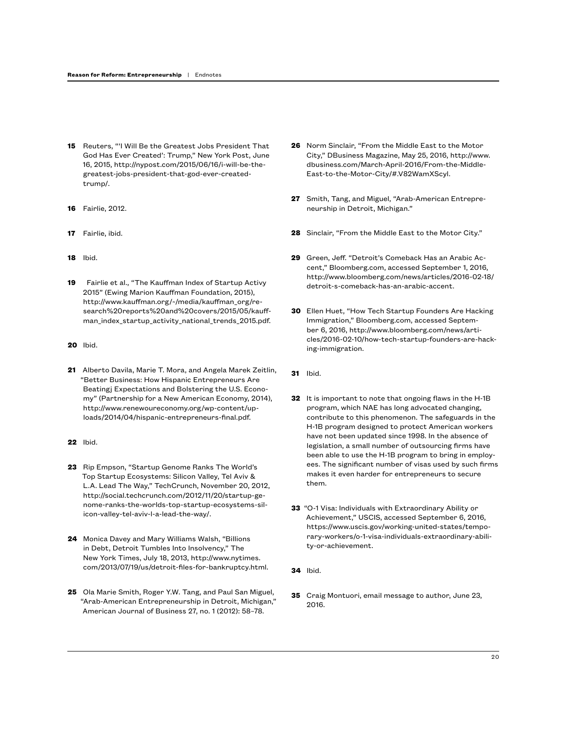**15** Reuters, "'I Will Be the Greatest Jobs President That God Has Ever Created': Trump," New York Post, June 16, 2015, http://nypost.com/2015/06/16/i-will-be-the-greatest-jobs-president-that-god-ever-created-trump/.

**16** Fairlie, 2012.

**17** Fairlie, ibid.

**18** Ibid.

**19** Fairlie et al., "The Kauffman Index of Startup Activy 2015" (Ewing Marion Kauffman Foundation, 2015), http://www.kauffman.org/~/media/kauffman_org/research%20reports%20and%20covers/2015/05/kauffman_index_startup_activity_national_trends_2015.pdf.

**20** Ibid.

**21** Alberto Davila, Marie T. Mora, and Angela Marek Zeitlin, "Better Business: How Hispanic Entrepreneurs Are Beatingj Expectations and Bolstering the U.S. Economy" (Partnership for a New American Economy, 2014), http://www.renewoureconomy.org/wp-content/uploads/2014/04/hispanic-entrepreneurs-final.pdf.

**22** Ibid.

**23** Rip Empson, "Startup Genome Ranks The World's Top Startup Ecosystems: Silicon Valley, Tel Aviv & L.A. Lead The Way," TechCrunch, November 20, 2012, http://social.techcrunch.com/2012/11/20/startup-genome-ranks-the-worlds-top-startup-ecosystems-silicon-valley-tel-aviv-l-a-lead-the-way/.

**24** Monica Davey and Mary Williams Walsh, "Billions in Debt, Detroit Tumbles Into Insolvency," The New York Times, July 18, 2013, http://www.nytimes.com/2013/07/19/us/detroit-files-for-bankruptcy.html.

**25** Ola Marie Smith, Roger Y.W. Tang, and Paul San Miguel, "Arab-American Entrepreneurship in Detroit, Michigan," American Journal of Business 27, no. 1 (2012): 58–78.

**26** Norm Sinclair, "From the Middle East to the Motor City," DBusiness Magazine, May 25, 2016, http://www.dbusiness.com/March-April-2016/From-the-Middle-East-to-the-Motor-City/#.V82WamXScyl.

**27** Smith, Tang, and Miguel, "Arab-American Entrepreneurship in Detroit, Michigan."

**28** Sinclair, "From the Middle East to the Motor City."

**29** Green, Jeff. "Detroit's Comeback Has an Arabic Accent," Bloomberg.com, accessed September 1, 2016, http://www.bloomberg.com/news/articles/2016-02-18/detroit-s-comeback-has-an-arabic-accent.

**30** Ellen Huet, "How Tech Startup Founders Are Hacking Immigration," Bloomberg.com, accessed September 6, 2016, http://www.bloomberg.com/news/articles/2016-02-10/how-tech-startup-founders-are-hacking-immigration.

**31** Ibid.

**32** It is important to note that ongoing flaws in the H-1B program, which NAE has long advocated changing, contribute to this phenomenon. The safeguards in the H-1B program designed to protect American workers have not been updated since 1998. In the absence of legislation, a small number of outsourcing firms have been able to use the H-1B program to bring in employees. The significant number of visas used by such firms makes it even harder for entrepreneurs to secure them.

**33** "O-1 Visa: Individuals with Extraordinary Ability or Achievement," USCIS, accessed September 6, 2016, https://www.uscis.gov/working-united-states/temporary-workers/o-1-visa-individuals-extraordinary-ability-or-achievement.

**34** Ibid.

**35** Craig Montuori, email message to author, June 23, 2016.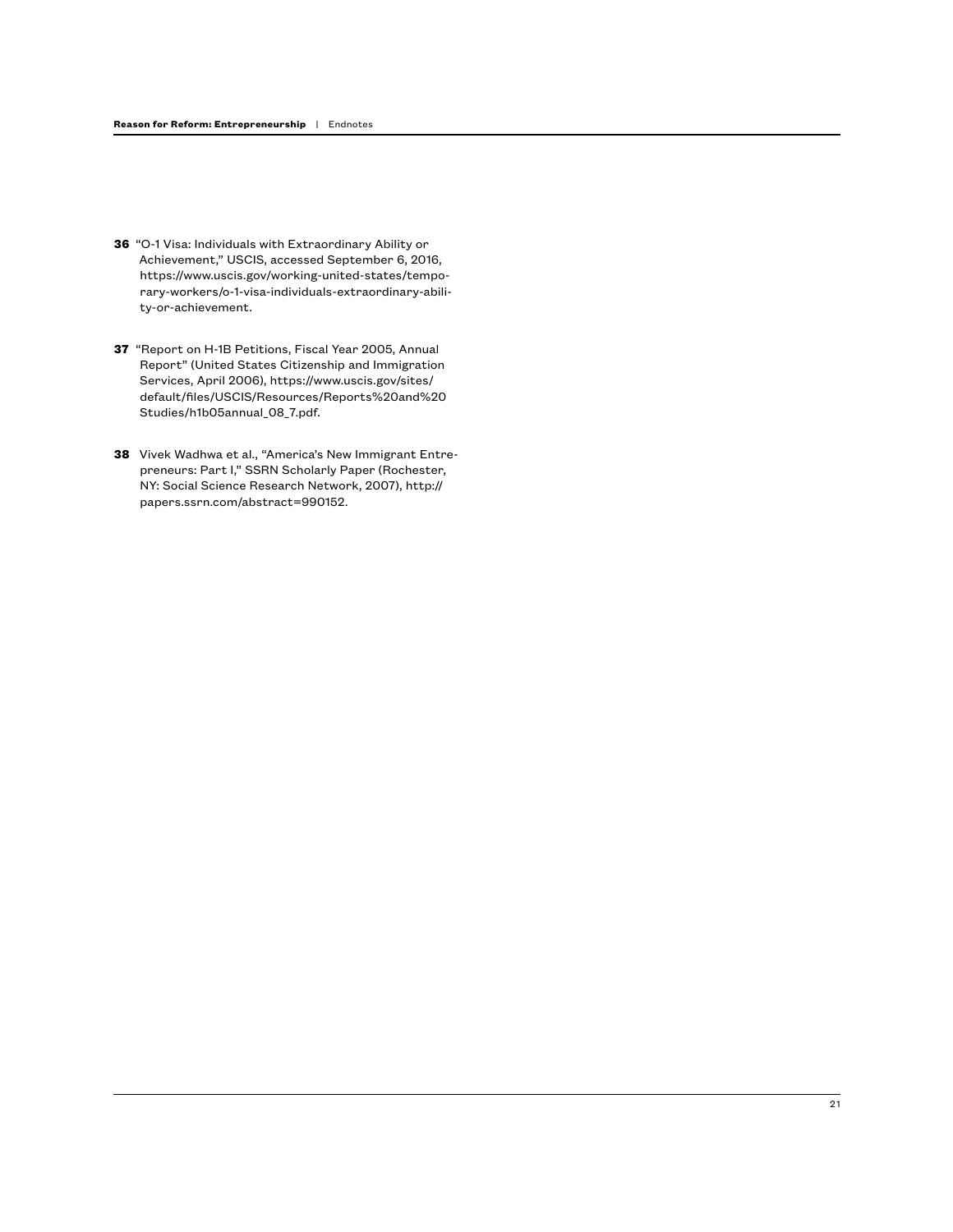**36** "O-1 Visa: Individuals with Extraordinary Ability or Achievement," USCIS, accessed September 6, 2016, https://www.uscis.gov/working-united-states/temporary-workers/o-1-visa-individuals-extraordinary-ability-or-achievement.

**37** "Report on H-1B Petitions, Fiscal Year 2005, Annual Report" (United States Citizenship and Immigration Services, April 2006), https://www.uscis.gov/sites/default/files/USCIS/Resources/Reports%20and%20Studies/h1b05annual_08_7.pdf.

**38** Vivek Wadhwa et al., "America's New Immigrant Entrepreneurs: Part I," SSRN Scholarly Paper (Rochester, NY: Social Science Research Network, 2007), http://papers.ssrn.com/abstract=990152.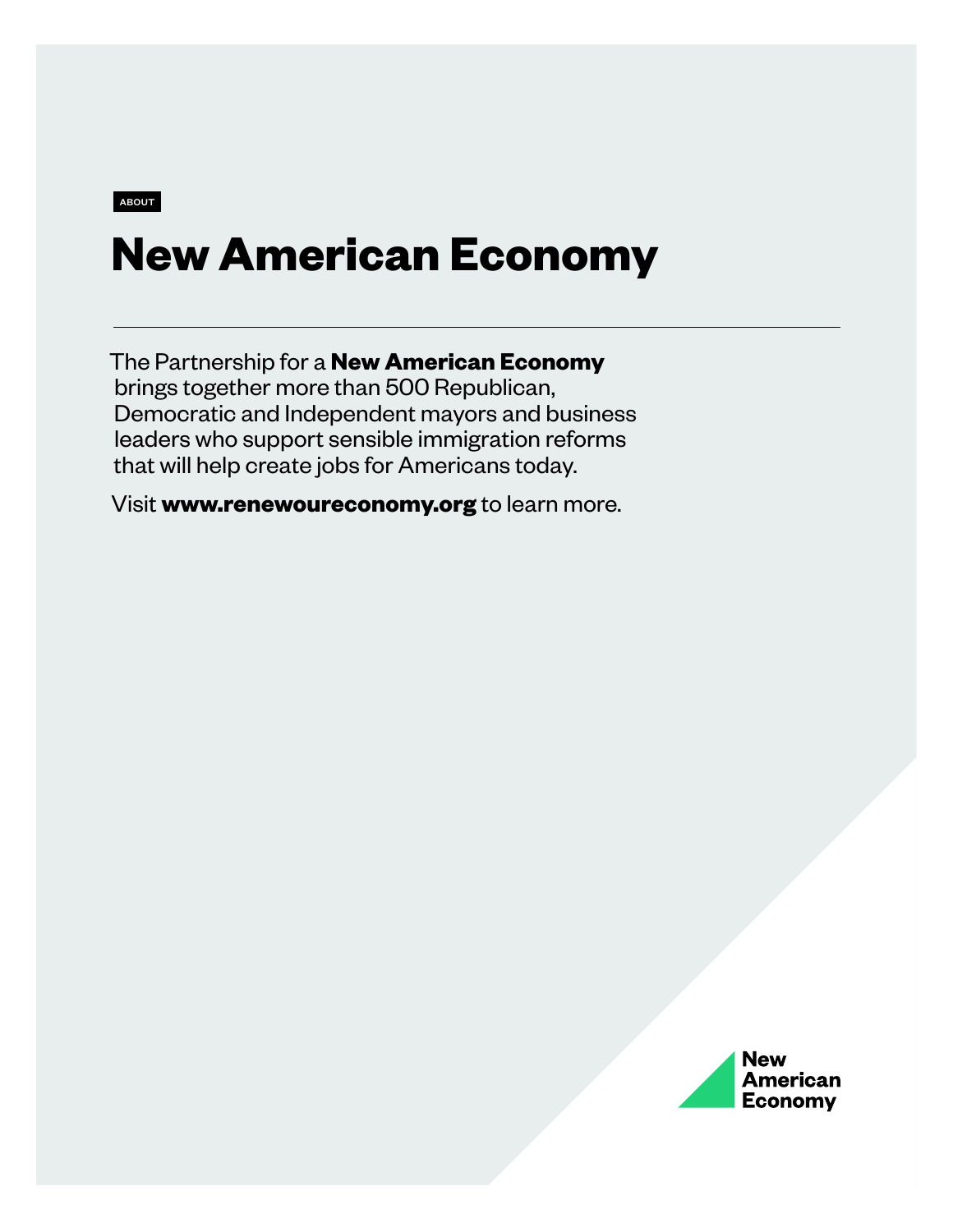ABOUT

# New American Economy

The Partnership for a **New American Economy** brings together more than 500 Republican, Democratic and Independent mayors and business leaders who support sensible immigration reforms that will help create jobs for Americans today.

Visit **www.renewoureconomy.org** to learn more.

New American Economy